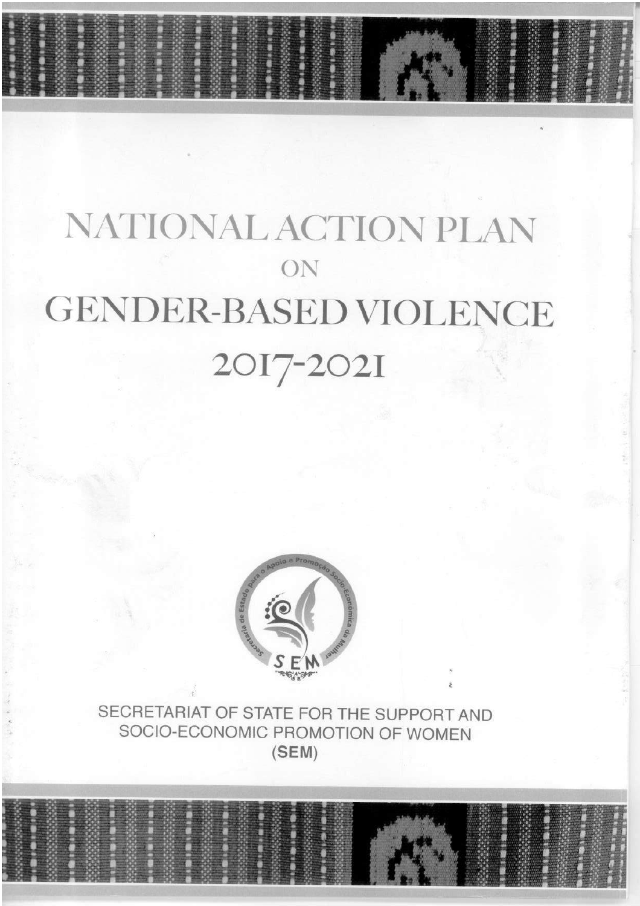# NATIONAL ACTION PLAN

ON

# GENDER-BASED VIOLENCE

# 2017-2021

SECRETARIAT OF STATE FOR THE SUPPORT AND SOCIO-ECONOMIC PROMOTION OF WOMEN

**(SEM)**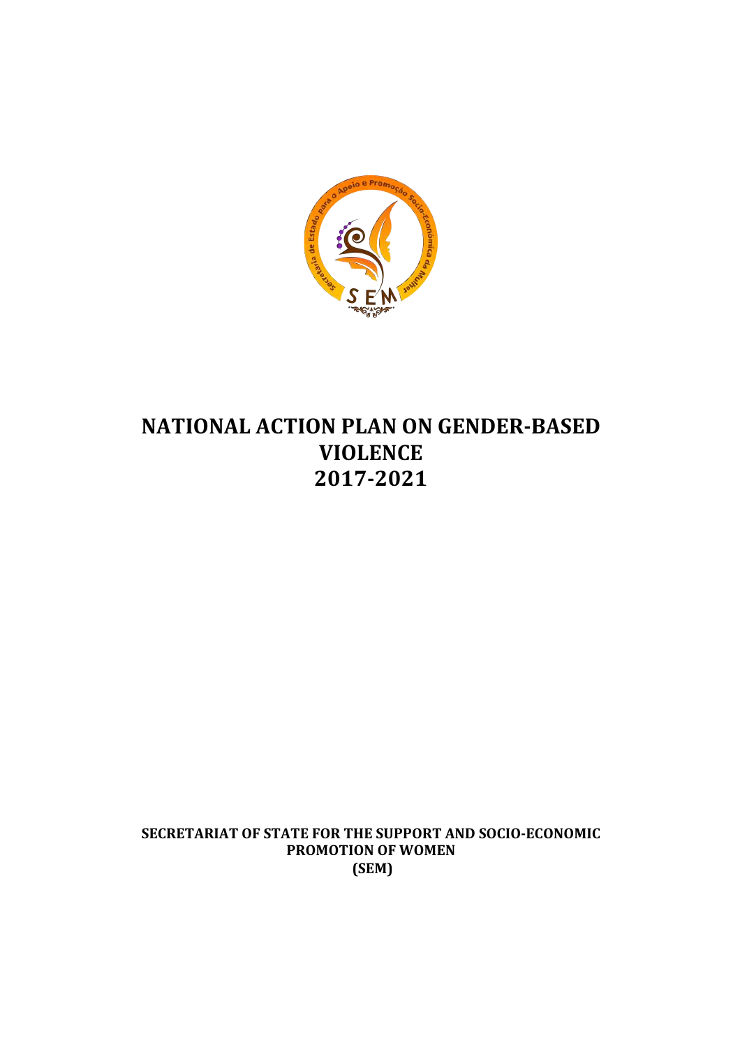# NATIONAL ACTION PLAN ON GENDER-BASED VIOLENCE 2017-2021

**SECRETARIAT OF STATE FOR THE SUPPORT AND SOCIO-ECONOMIC PROMOTION OF WOMEN (SEM)**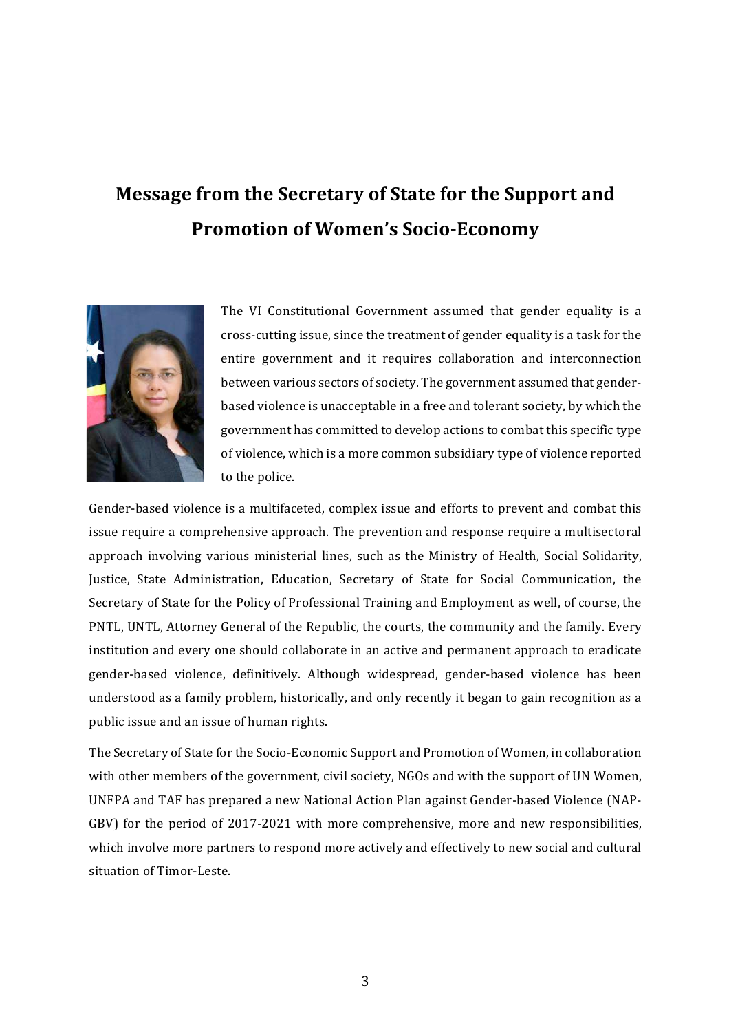# Message from the Secretary of State for the Support and Promotion of Women's Socio-Economy

The VI Constitutional Government assumed that gender equality is a cross-cutting issue, since the treatment of gender equality is a task for the entire government and it requires collaboration and interconnection between various sectors of society. The government assumed that gender-based violence is unacceptable in a free and tolerant society, by which the government has committed to develop actions to combat this specific type of violence, which is a more common subsidiary type of violence reported to the police.

Gender-based violence is a multifaceted, complex issue and efforts to prevent and combat this issue require a comprehensive approach. The prevention and response require a multisectoral approach involving various ministerial lines, such as the Ministry of Health, Social Solidarity, Justice, State Administration, Education, Secretary of State for Social Communication, the Secretary of State for the Policy of Professional Training and Employment as well, of course, the PNTL, UNTL, Attorney General of the Republic, the courts, the community and the family. Every institution and every one should collaborate in an active and permanent approach to eradicate gender-based violence, definitively. Although widespread, gender-based violence has been understood as a family problem, historically, and only recently it began to gain recognition as a public issue and an issue of human rights.

The Secretary of State for the Socio-Economic Support and Promotion of Women, in collaboration with other members of the government, civil society, NGOs and with the support of UN Women, UNFPA and TAF has prepared a new National Action Plan against Gender-based Violence (NAP-GBV) for the period of 2017-2021 with more comprehensive, more and new responsibilities, which involve more partners to respond more actively and effectively to new social and cultural situation of Timor-Leste.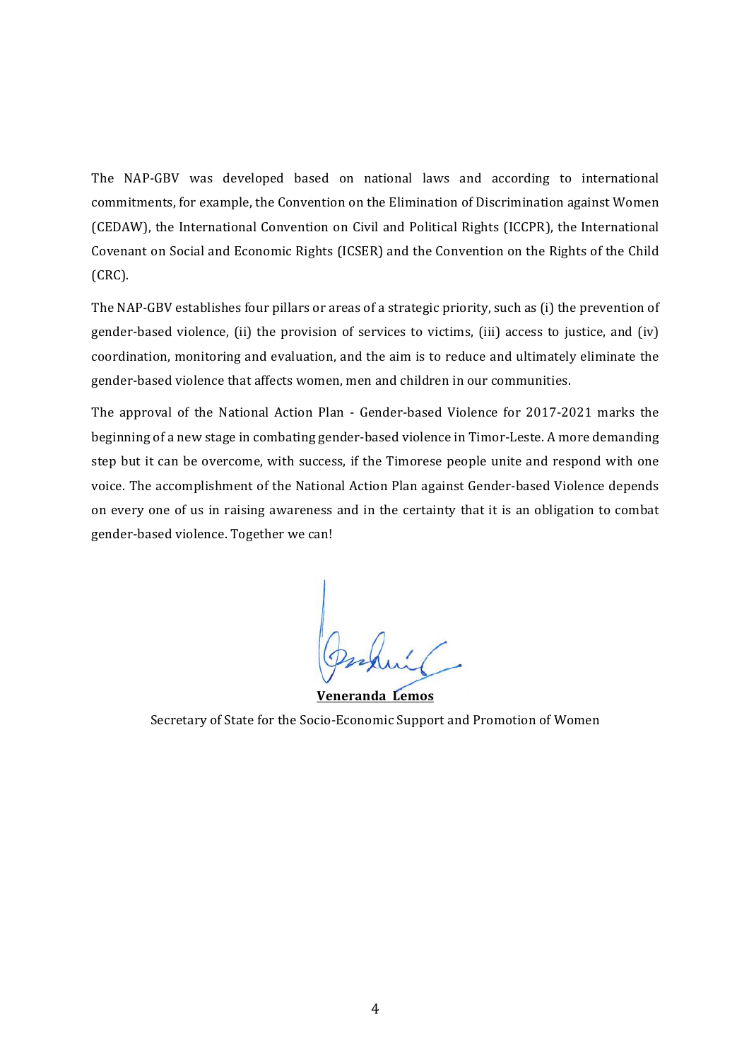The NAP-GBV was developed based on national laws and according to international commitments, for example, the Convention on the Elimination of Discrimination against Women (CEDAW), the International Convention on Civil and Political Rights (ICCPR), the International Covenant on Social and Economic Rights (ICSER) and the Convention on the Rights of the Child (CRC).

The NAP-GBV establishes four pillars or areas of a strategic priority, such as (i) the prevention of gender-based violence, (ii) the provision of services to victims, (iii) access to justice, and (iv) coordination, monitoring and evaluation, and the aim is to reduce and ultimately eliminate the gender-based violence that affects women, men and children in our communities.

The approval of the National Action Plan - Gender-based Violence for 2017-2021 marks the beginning of a new stage in combating gender-based violence in Timor-Leste. A more demanding step but it can be overcome, with success, if the Timorese people unite and respond with one voice. The accomplishment of the National Action Plan against Gender-based Violence depends on every one of us in raising awareness and in the certainty that it is an obligation to combat gender-based violence. Together we can!

**Veneranda Lemos**

Secretary of State for the Socio-Economic Support and Promotion of Women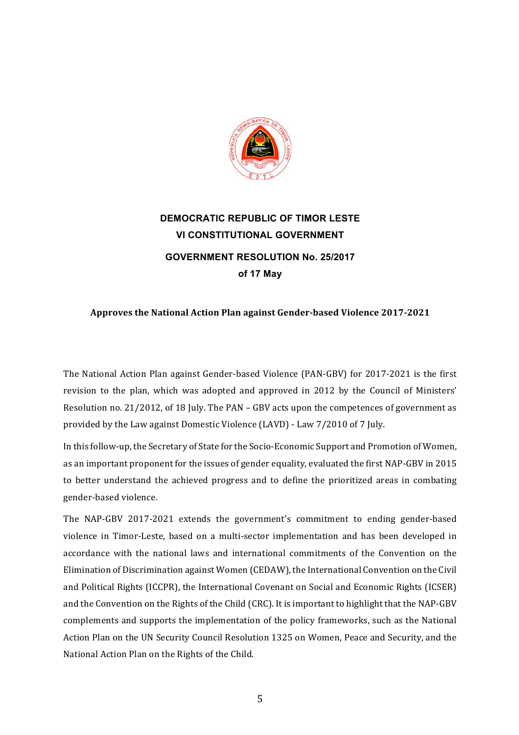**DEMOCRATIC REPUBLIC OF TIMOR LESTE**

**VI CONSTITUTIONAL GOVERNMENT**

**GOVERNMENT RESOLUTION No. 25/2017**

**of 17 May**

**Approves the National Action Plan against Gender-based Violence 2017-2021**

The National Action Plan against Gender-based Violence (PAN-GBV) for 2017-2021 is the first revision to the plan, which was adopted and approved in 2012 by the Council of Ministers' Resolution no. 21/2012, of 18 July. The PAN – GBV acts upon the competences of government as provided by the Law against Domestic Violence (LAVD) - Law 7/2010 of 7 July.

In this follow-up, the Secretary of State for the Socio-Economic Support and Promotion of Women, as an important proponent for the issues of gender equality, evaluated the first NAP-GBV in 2015 to better understand the achieved progress and to define the prioritized areas in combating gender-based violence.

The NAP-GBV 2017-2021 extends the government's commitment to ending gender-based violence in Timor-Leste, based on a multi-sector implementation and has been developed in accordance with the national laws and international commitments of the Convention on the Elimination of Discrimination against Women (CEDAW), the International Convention on the Civil and Political Rights (ICCPR), the International Covenant on Social and Economic Rights (ICSER) and the Convention on the Rights of the Child (CRC). It is important to highlight that the NAP-GBV complements and supports the implementation of the policy frameworks, such as the National Action Plan on the UN Security Council Resolution 1325 on Women, Peace and Security, and the National Action Plan on the Rights of the Child.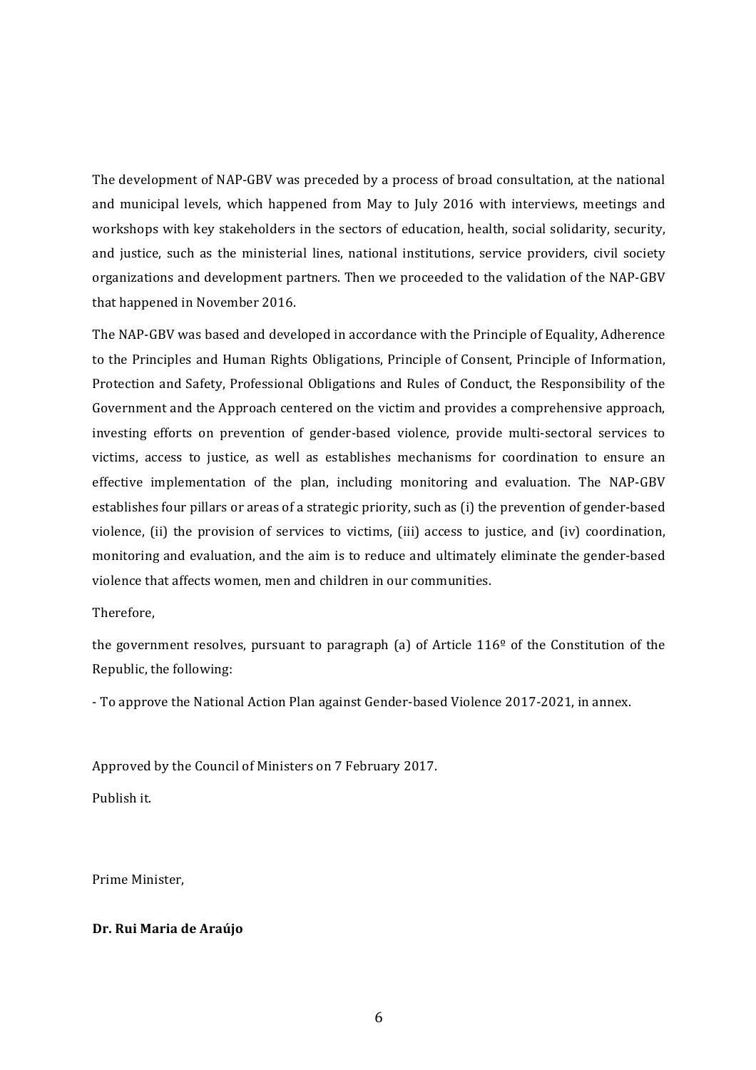The development of NAP-GBV was preceded by a process of broad consultation, at the national and municipal levels, which happened from May to July 2016 with interviews, meetings and workshops with key stakeholders in the sectors of education, health, social solidarity, security, and justice, such as the ministerial lines, national institutions, service providers, civil society organizations and development partners. Then we proceeded to the validation of the NAP-GBV that happened in November 2016.

The NAP-GBV was based and developed in accordance with the Principle of Equality, Adherence to the Principles and Human Rights Obligations, Principle of Consent, Principle of Information, Protection and Safety, Professional Obligations and Rules of Conduct, the Responsibility of the Government and the Approach centered on the victim and provides a comprehensive approach, investing efforts on prevention of gender-based violence, provide multi-sectoral services to victims, access to justice, as well as establishes mechanisms for coordination to ensure an effective implementation of the plan, including monitoring and evaluation. The NAP-GBV establishes four pillars or areas of a strategic priority, such as (i) the prevention of gender-based violence, (ii) the provision of services to victims, (iii) access to justice, and (iv) coordination, monitoring and evaluation, and the aim is to reduce and ultimately eliminate the gender-based violence that affects women, men and children in our communities.

Therefore,

the government resolves, pursuant to paragraph (a) of Article 116º of the Constitution of the Republic, the following:

- To approve the National Action Plan against Gender-based Violence 2017-2021, in annex.

Approved by the Council of Ministers on 7 February 2017.

Publish it.

Prime Minister,

**Dr. Rui Maria de Araújo**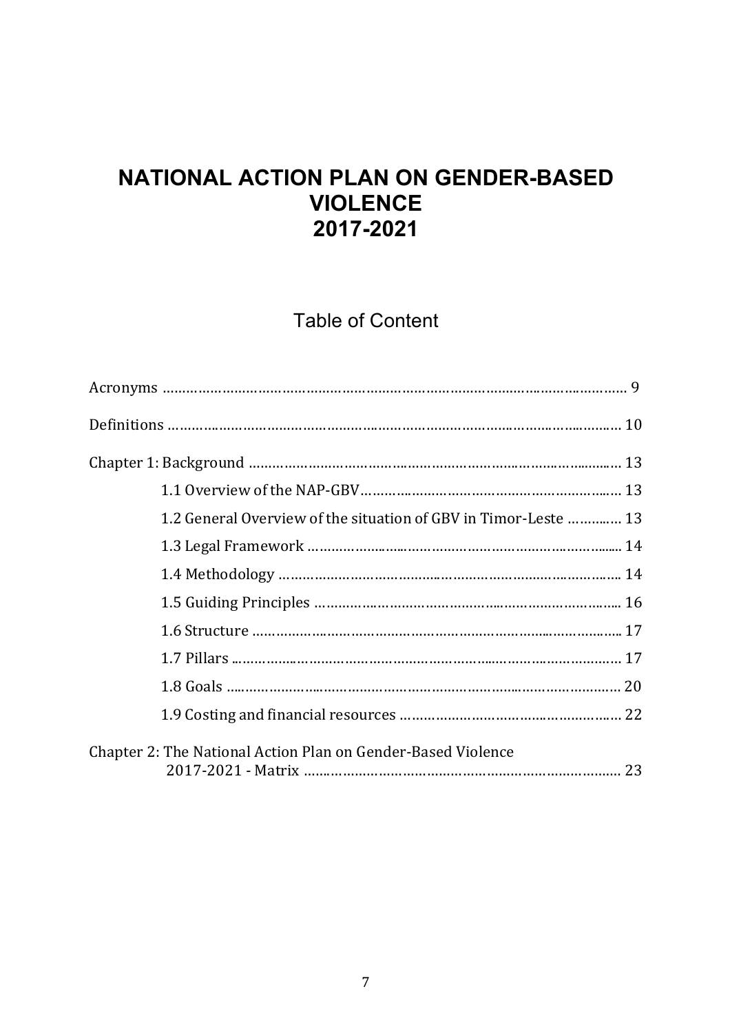# NATIONAL ACTION PLAN ON GENDER-BASED VIOLENCE 2017-2021

## Table of Content

Acronyms ........................................................................................................ 9

Definitions ...................................................................................................... 10

Chapter 1: Background ................................................................................ 13

- 1.1 Overview of the NAP-GBV........................................................... 13
- 1.2 General Overview of the situation of GBV in Timor-Leste ............ 13
- 1.3 Legal Framework ......................................................................... 14
- 1.4 Methodology ............................................................................... 14
- 1.5 Guiding Principles ....................................................................... 16
- 1.6 Structure ..................................................................................... 17
- 1.7 Pillars .......................................................................................... 17
- 1.8 Goals ........................................................................................... 20
- 1.9 Costing and financial resources .................................................. 22

Chapter 2: The National Action Plan on Gender-Based Violence 2017-2021 - Matrix ........................................................................... 23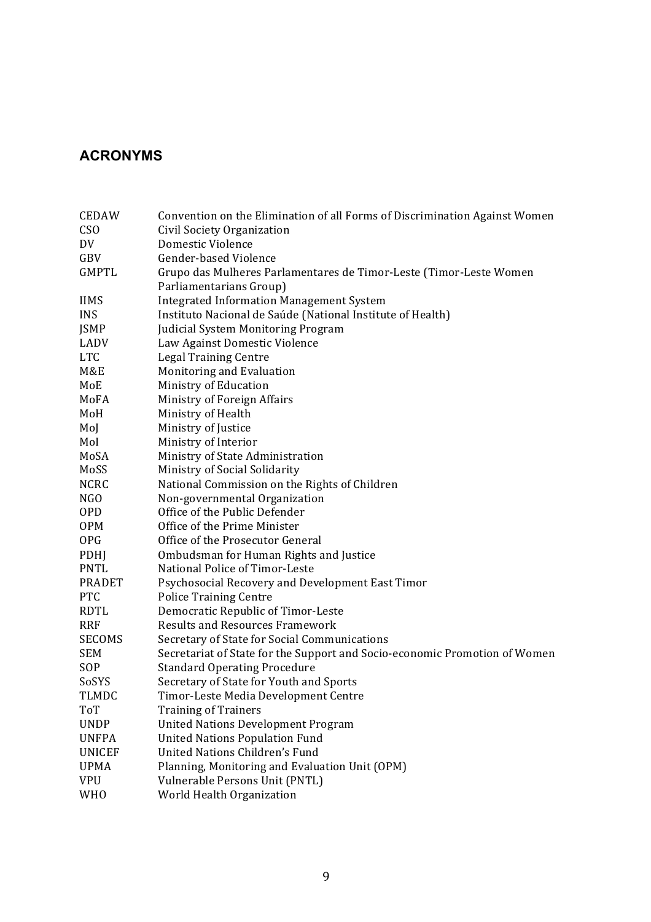## ACRONYMS

| | |
|---|---|
| CEDAW | Convention on the Elimination of all Forms of Discrimination Against Women |
| CSO | Civil Society Organization |
| DV | Domestic Violence |
| GBV | Gender-based Violence |
| GMPTL | Grupo das Mulheres Parlamentares de Timor-Leste (Timor-Leste Women Parliamentarians Group) |
| IIMS | Integrated Information Management System |
| INS | Instituto Nacional de Saúde (National Institute of Health) |
| JSMP | Judicial System Monitoring Program |
| LADV | Law Against Domestic Violence |
| LTC | Legal Training Centre |
| M&E | Monitoring and Evaluation |
| MoE | Ministry of Education |
| MoFA | Ministry of Foreign Affairs |
| MoH | Ministry of Health |
| MoJ | Ministry of Justice |
| MoI | Ministry of Interior |
| MoSA | Ministry of State Administration |
| MoSS | Ministry of Social Solidarity |
| NCRC | National Commission on the Rights of Children |
| NGO | Non-governmental Organization |
| OPD | Office of the Public Defender |
| OPM | Office of the Prime Minister |
| OPG | Office of the Prosecutor General |
| PDHJ | Ombudsman for Human Rights and Justice |
| PNTL | National Police of Timor-Leste |
| PRADET | Psychosocial Recovery and Development East Timor |
| PTC | Police Training Centre |
| RDTL | Democratic Republic of Timor-Leste |
| RRF | Results and Resources Framework |
| SECOMS | Secretary of State for Social Communications |
| SEM | Secretariat of State for the Support and Socio-economic Promotion of Women |
| SOP | Standard Operating Procedure |
| SoSYS | Secretary of State for Youth and Sports |
| TLMDC | Timor-Leste Media Development Centre |
| ToT | Training of Trainers |
| UNDP | United Nations Development Program |
| UNFPA | United Nations Population Fund |
| UNICEF | United Nations Children's Fund |
| UPMA | Planning, Monitoring and Evaluation Unit (OPM) |
| VPU | Vulnerable Persons Unit (PNTL) |
| WHO | World Health Organization |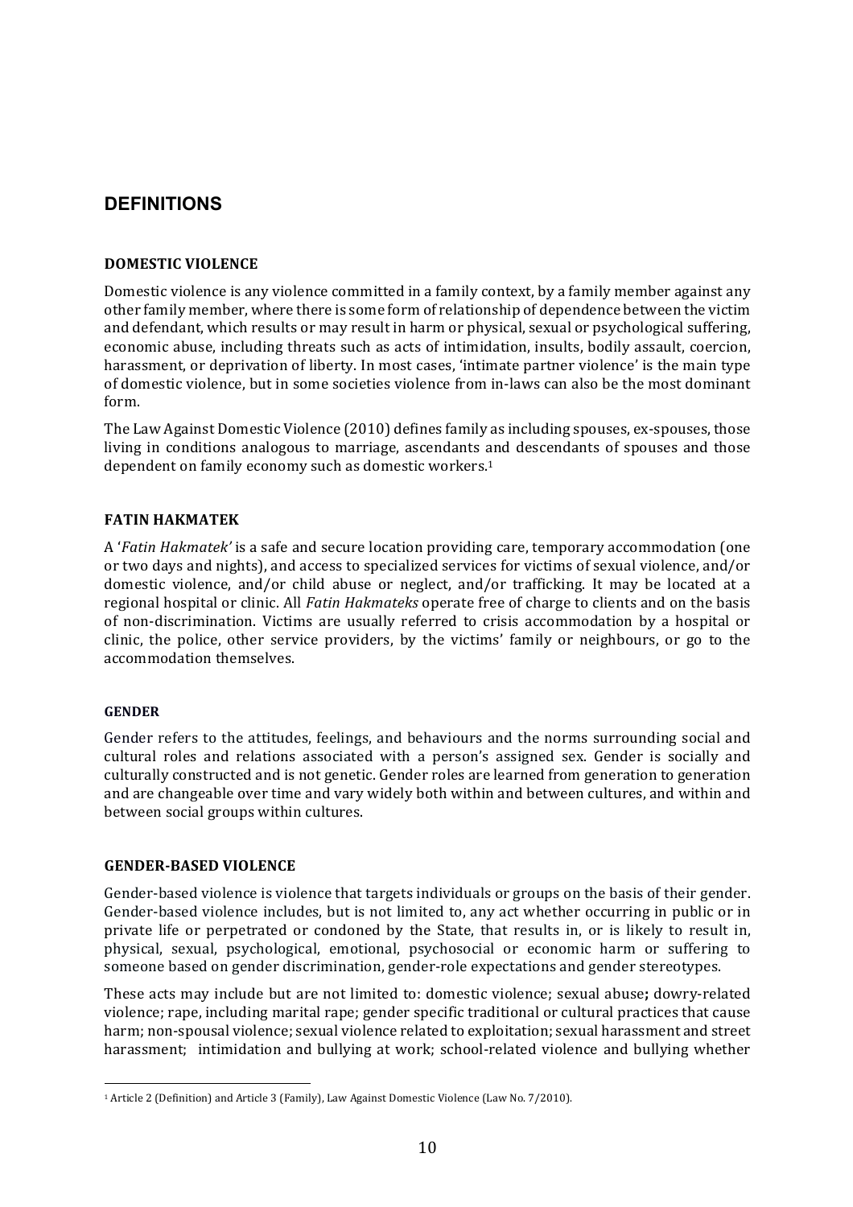## DEFINITIONS

### DOMESTIC VIOLENCE

Domestic violence is any violence committed in a family context, by a family member against any other family member, where there is some form of relationship of dependence between the victim and defendant, which results or may result in harm or physical, sexual or psychological suffering, economic abuse, including threats such as acts of intimidation, insults, bodily assault, coercion, harassment, or deprivation of liberty. In most cases, 'intimate partner violence' is the main type of domestic violence, but in some societies violence from in-laws can also be the most dominant form.

The Law Against Domestic Violence (2010) defines family as including spouses, ex-spouses, those living in conditions analogous to marriage, ascendants and descendants of spouses and those dependent on family economy such as domestic workers.[1]

### FATIN HAKMATEK

A '*Fatin Hakmatek'* is a safe and secure location providing care, temporary accommodation (one or two days and nights), and access to specialized services for victims of sexual violence, and/or domestic violence, and/or child abuse or neglect, and/or trafficking. It may be located at a regional hospital or clinic. All *Fatin Hakmateks* operate free of charge to clients and on the basis of non-discrimination. Victims are usually referred to crisis accommodation by a hospital or clinic, the police, other service providers, by the victims' family or neighbours, or go to the accommodation themselves.

### GENDER

Gender refers to the attitudes, feelings, and behaviours and the norms surrounding social and cultural roles and relations associated with a person's assigned sex. Gender is socially and culturally constructed and is not genetic. Gender roles are learned from generation to generation and are changeable over time and vary widely both within and between cultures, and within and between social groups within cultures.

### GENDER-BASED VIOLENCE

Gender-based violence is violence that targets individuals or groups on the basis of their gender. Gender-based violence includes, but is not limited to, any act whether occurring in public or in private life or perpetrated or condoned by the State, that results in, or is likely to result in, physical, sexual, psychological, emotional, psychosocial or economic harm or suffering to someone based on gender discrimination, gender-role expectations and gender stereotypes.

These acts may include but are not limited to: domestic violence; sexual abuse**;** dowry-related violence; rape, including marital rape; gender specific traditional or cultural practices that cause harm; non-spousal violence; sexual violence related to exploitation; sexual harassment and street harassment; intimidation and bullying at work; school-related violence and bullying whether

[1] Article 2 (Definition) and Article 3 (Family), Law Against Domestic Violence (Law No. 7/2010).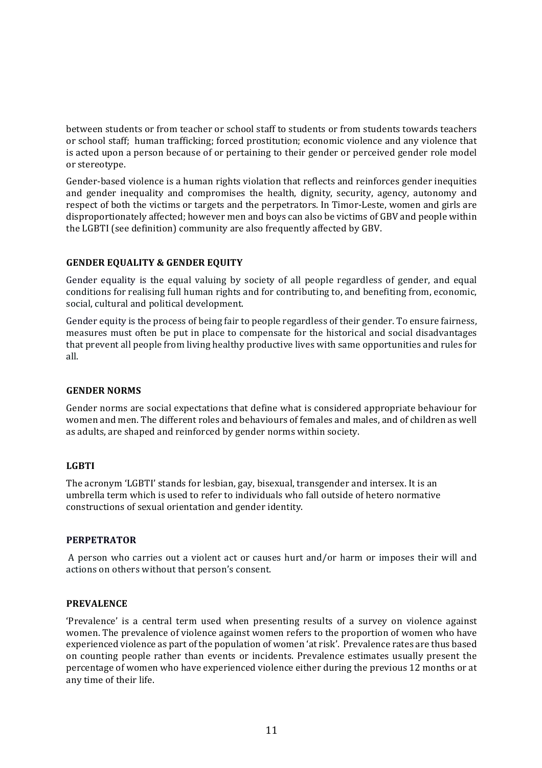between students or from teacher or school staff to students or from students towards teachers or school staff; human trafficking; forced prostitution; economic violence and any violence that is acted upon a person because of or pertaining to their gender or perceived gender role model or stereotype.

Gender-based violence is a human rights violation that reflects and reinforces gender inequities and gender inequality and compromises the health, dignity, security, agency, autonomy and respect of both the victims or targets and the perpetrators. In Timor-Leste, women and girls are disproportionately affected; however men and boys can also be victims of GBV and people within the LGBTI (see definition) community are also frequently affected by GBV.

**GENDER EQUALITY & GENDER EQUITY**

Gender equality is the equal valuing by society of all people regardless of gender, and equal conditions for realising full human rights and for contributing to, and benefiting from, economic, social, cultural and political development.

Gender equity is the process of being fair to people regardless of their gender. To ensure fairness, measures must often be put in place to compensate for the historical and social disadvantages that prevent all people from living healthy productive lives with same opportunities and rules for all.

**GENDER NORMS**

Gender norms are social expectations that define what is considered appropriate behaviour for women and men. The different roles and behaviours of females and males, and of children as well as adults, are shaped and reinforced by gender norms within society.

**LGBTI**

The acronym 'LGBTI' stands for lesbian, gay, bisexual, transgender and intersex. It is an umbrella term which is used to refer to individuals who fall outside of hetero normative constructions of sexual orientation and gender identity.

**PERPETRATOR**

A person who carries out a violent act or causes hurt and/or harm or imposes their will and actions on others without that person's consent.

**PREVALENCE**

'Prevalence' is a central term used when presenting results of a survey on violence against women. The prevalence of violence against women refers to the proportion of women who have experienced violence as part of the population of women 'at risk'. Prevalence rates are thus based on counting people rather than events or incidents. Prevalence estimates usually present the percentage of women who have experienced violence either during the previous 12 months or at any time of their life.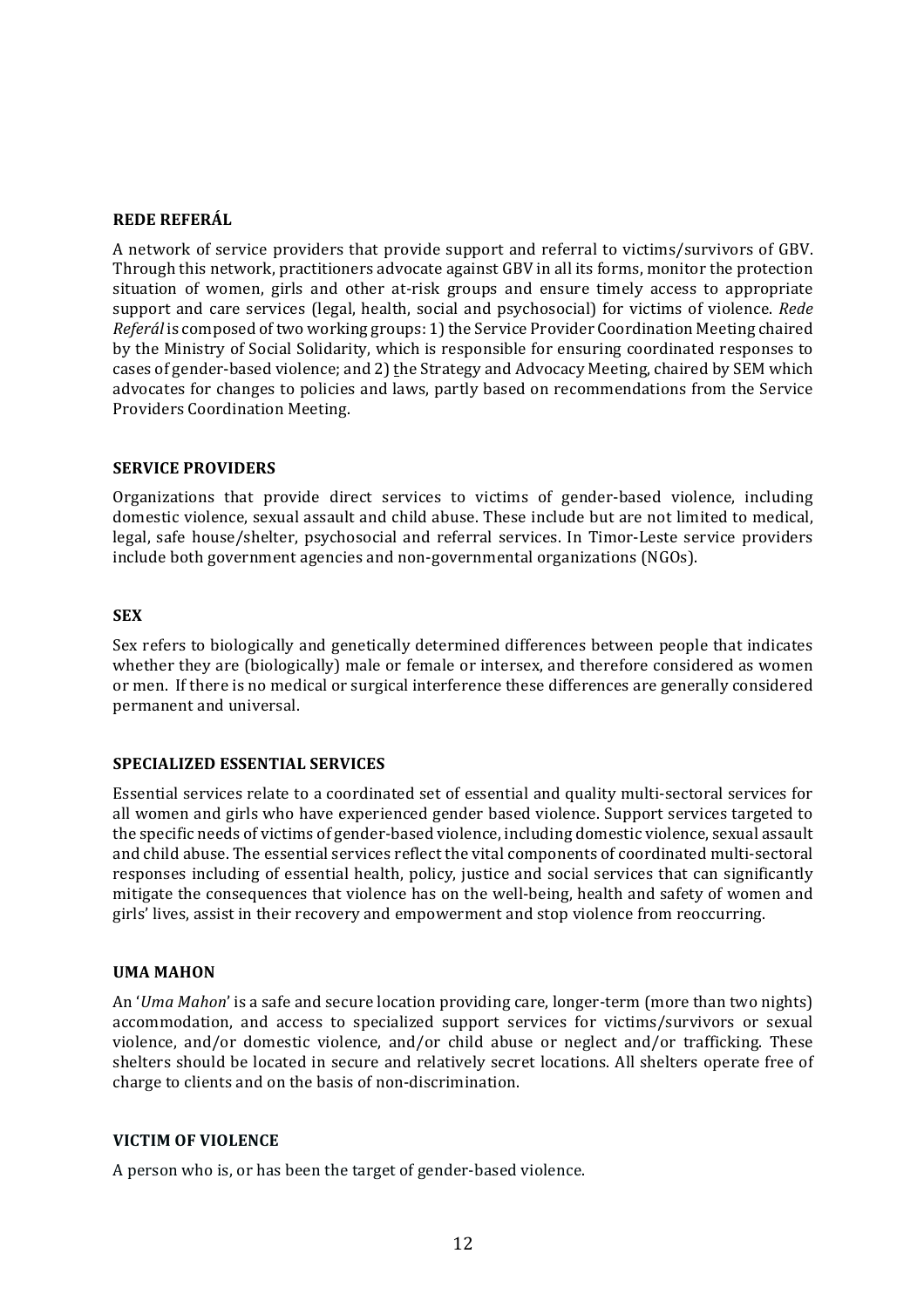**REDE REFERÁL**

A network of service providers that provide support and referral to victims/survivors of GBV. Through this network, practitioners advocate against GBV in all its forms, monitor the protection situation of women, girls and other at-risk groups and ensure timely access to appropriate support and care services (legal, health, social and psychosocial) for victims of violence. *Rede Referál* is composed of two working groups: 1) the Service Provider Coordination Meeting chaired by the Ministry of Social Solidarity, which is responsible for ensuring coordinated responses to cases of gender-based violence; and 2) the Strategy and Advocacy Meeting, chaired by SEM which advocates for changes to policies and laws, partly based on recommendations from the Service Providers Coordination Meeting.

**SERVICE PROVIDERS**

Organizations that provide direct services to victims of gender-based violence, including domestic violence, sexual assault and child abuse. These include but are not limited to medical, legal, safe house/shelter, psychosocial and referral services. In Timor-Leste service providers include both government agencies and non-governmental organizations (NGOs).

**SEX**

Sex refers to biologically and genetically determined differences between people that indicates whether they are (biologically) male or female or intersex, and therefore considered as women or men. If there is no medical or surgical interference these differences are generally considered permanent and universal.

**SPECIALIZED ESSENTIAL SERVICES**

Essential services relate to a coordinated set of essential and quality multi-sectoral services for all women and girls who have experienced gender based violence. Support services targeted to the specific needs of victims of gender-based violence, including domestic violence, sexual assault and child abuse. The essential services reflect the vital components of coordinated multi-sectoral responses including of essential health, policy, justice and social services that can significantly mitigate the consequences that violence has on the well-being, health and safety of women and girls' lives, assist in their recovery and empowerment and stop violence from reoccurring.

**UMA MAHON**

An '*Uma Mahon*' is a safe and secure location providing care, longer-term (more than two nights) accommodation, and access to specialized support services for victims/survivors or sexual violence, and/or domestic violence, and/or child abuse or neglect and/or trafficking. These shelters should be located in secure and relatively secret locations. All shelters operate free of charge to clients and on the basis of non-discrimination.

**VICTIM OF VIOLENCE**

A person who is, or has been the target of gender-based violence.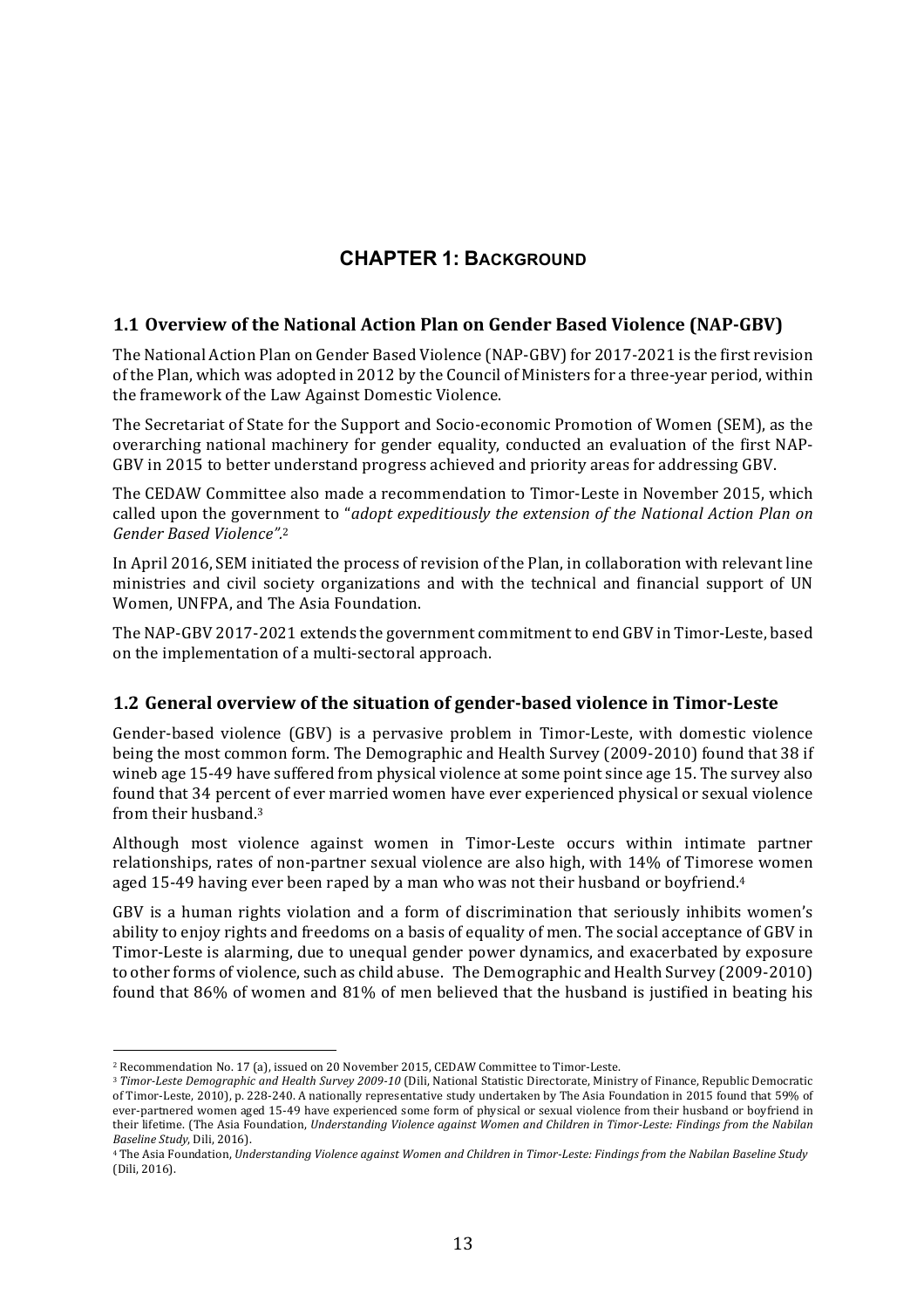# CHAPTER 1: BACKGROUND

## 1.1 Overview of the National Action Plan on Gender Based Violence (NAP-GBV)

The National Action Plan on Gender Based Violence (NAP-GBV) for 2017-2021 is the first revision of the Plan, which was adopted in 2012 by the Council of Ministers for a three-year period, within the framework of the Law Against Domestic Violence.

The Secretariat of State for the Support and Socio-economic Promotion of Women (SEM), as the overarching national machinery for gender equality, conducted an evaluation of the first NAP-GBV in 2015 to better understand progress achieved and priority areas for addressing GBV.

The CEDAW Committee also made a recommendation to Timor-Leste in November 2015, which called upon the government to "*adopt expeditiously the extension of the National Action Plan on Gender Based Violence"*.[2]

In April 2016, SEM initiated the process of revision of the Plan, in collaboration with relevant line ministries and civil society organizations and with the technical and financial support of UN Women, UNFPA, and The Asia Foundation.

The NAP-GBV 2017-2021 extends the government commitment to end GBV in Timor-Leste, based on the implementation of a multi-sectoral approach.

## 1.2 General overview of the situation of gender-based violence in Timor-Leste

Gender-based violence (GBV) is a pervasive problem in Timor-Leste, with domestic violence being the most common form. The Demographic and Health Survey (2009-2010) found that 38 if wineb age 15-49 have suffered from physical violence at some point since age 15. The survey also found that 34 percent of ever married women have ever experienced physical or sexual violence from their husband.[3]

Although most violence against women in Timor-Leste occurs within intimate partner relationships, rates of non-partner sexual violence are also high, with 14% of Timorese women aged 15-49 having ever been raped by a man who was not their husband or boyfriend.[4]

GBV is a human rights violation and a form of discrimination that seriously inhibits women's ability to enjoy rights and freedoms on a basis of equality of men. The social acceptance of GBV in Timor-Leste is alarming, due to unequal gender power dynamics, and exacerbated by exposure to other forms of violence, such as child abuse. The Demographic and Health Survey (2009-2010) found that 86% of women and 81% of men believed that the husband is justified in beating his

---

[2] Recommendation No. 17 (a), issued on 20 November 2015, CEDAW Committee to Timor-Leste.

[3] *Timor-Leste Demographic and Health Survey 2009-10* (Dili, National Statistic Directorate, Ministry of Finance, Republic Democratic of Timor-Leste, 2010), p. 228-240. A nationally representative study undertaken by The Asia Foundation in 2015 found that 59% of ever-partnered women aged 15-49 have experienced some form of physical or sexual violence from their husband or boyfriend in their lifetime. (The Asia Foundation, *Understanding Violence against Women and Children in Timor-Leste: Findings from the Nabilan Baseline Study*, Dili, 2016).

[4] The Asia Foundation, *Understanding Violence against Women and Children in Timor-Leste: Findings from the Nabilan Baseline Study* (Dili, 2016).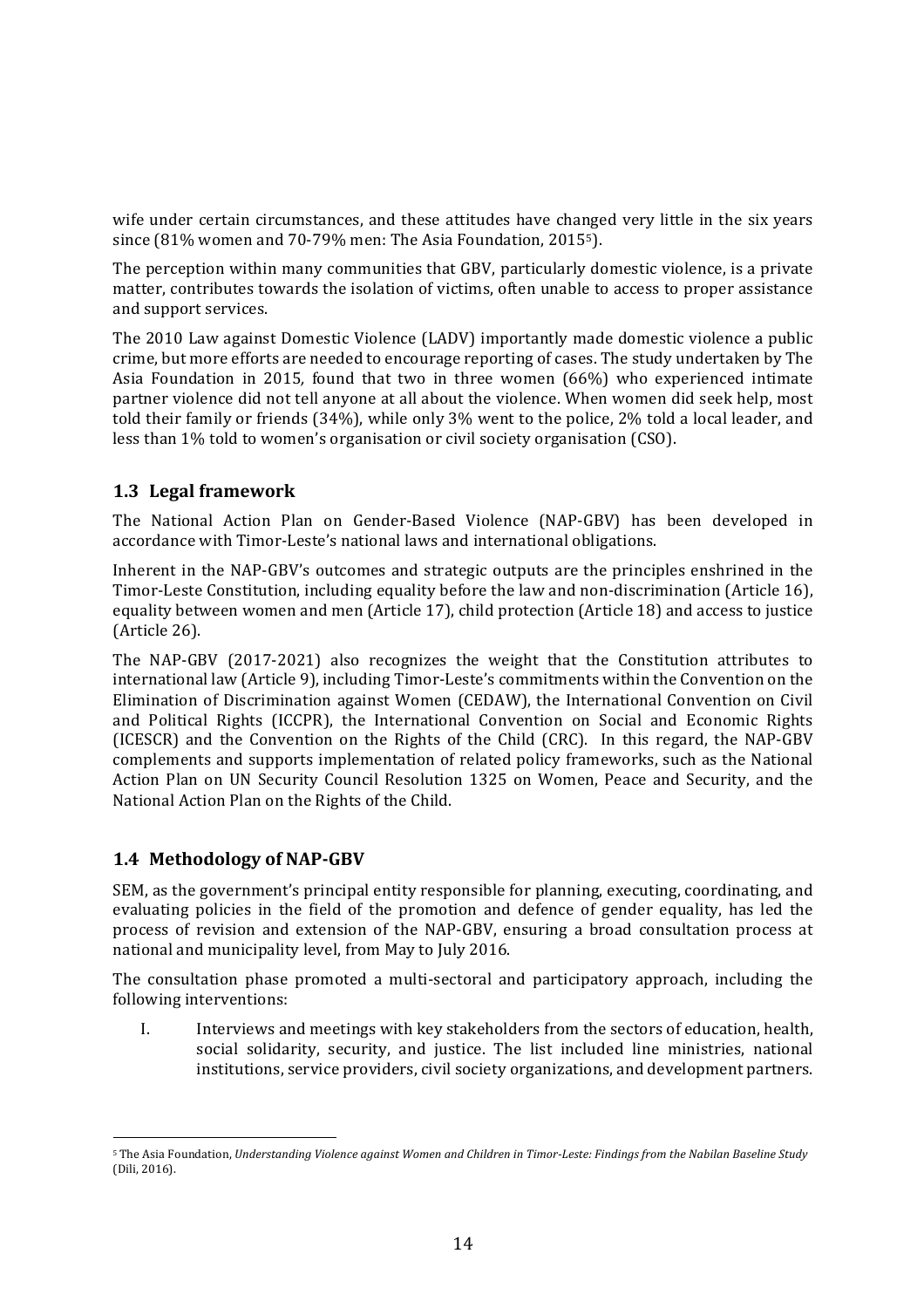wife under certain circumstances, and these attitudes have changed very little in the six years since (81% women and 70-79% men: The Asia Foundation, 2015[5]).

The perception within many communities that GBV, particularly domestic violence, is a private matter, contributes towards the isolation of victims, often unable to access to proper assistance and support services.

The 2010 Law against Domestic Violence (LADV) importantly made domestic violence a public crime, but more efforts are needed to encourage reporting of cases. The study undertaken by The Asia Foundation in 2015, found that two in three women (66%) who experienced intimate partner violence did not tell anyone at all about the violence. When women did seek help, most told their family or friends (34%), while only 3% went to the police, 2% told a local leader, and less than 1% told to women's organisation or civil society organisation (CSO).

## 1.3 Legal framework

The National Action Plan on Gender-Based Violence (NAP-GBV) has been developed in accordance with Timor-Leste's national laws and international obligations.

Inherent in the NAP-GBV's outcomes and strategic outputs are the principles enshrined in the Timor-Leste Constitution, including equality before the law and non-discrimination (Article 16), equality between women and men (Article 17), child protection (Article 18) and access to justice (Article 26).

The NAP-GBV (2017-2021) also recognizes the weight that the Constitution attributes to international law (Article 9), including Timor-Leste's commitments within the Convention on the Elimination of Discrimination against Women (CEDAW), the International Convention on Civil and Political Rights (ICCPR), the International Convention on Social and Economic Rights (ICESCR) and the Convention on the Rights of the Child (CRC). In this regard, the NAP-GBV complements and supports implementation of related policy frameworks, such as the National Action Plan on UN Security Council Resolution 1325 on Women, Peace and Security, and the National Action Plan on the Rights of the Child.

## 1.4 Methodology of NAP-GBV

SEM, as the government's principal entity responsible for planning, executing, coordinating, and evaluating policies in the field of the promotion and defence of gender equality, has led the process of revision and extension of the NAP-GBV, ensuring a broad consultation process at national and municipality level, from May to July 2016.

The consultation phase promoted a multi-sectoral and participatory approach, including the following interventions:

I. Interviews and meetings with key stakeholders from the sectors of education, health, social solidarity, security, and justice. The list included line ministries, national institutions, service providers, civil society organizations, and development partners.

---

[5] The Asia Foundation, *Understanding Violence against Women and Children in Timor-Leste: Findings from the Nabilan Baseline Study* (Dili, 2016).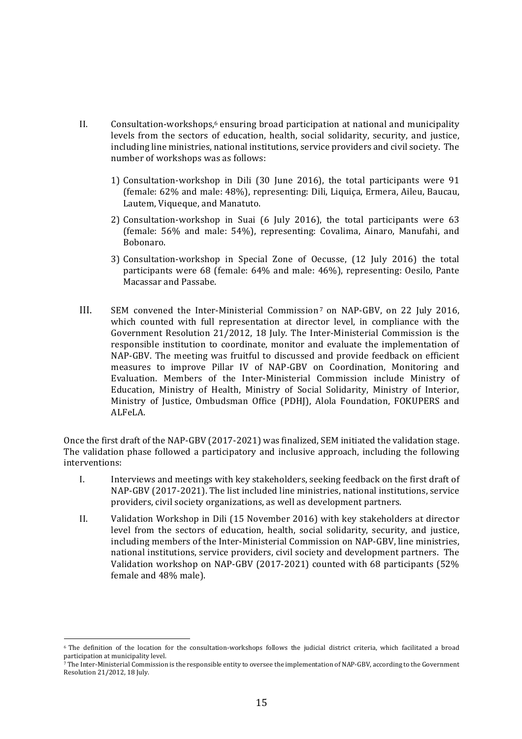II. Consultation-workshops,[6] ensuring broad participation at national and municipality levels from the sectors of education, health, social solidarity, security, and justice, including line ministries, national institutions, service providers and civil society. The number of workshops was as follows:

   1) Consultation-workshop in Dili (30 June 2016), the total participants were 91 (female: 62% and male: 48%), representing: Dili, Liquiça, Ermera, Aileu, Baucau, Lautem, Viqueque, and Manatuto.

   2) Consultation-workshop in Suai (6 July 2016), the total participants were 63 (female: 56% and male: 54%), representing: Covalima, Ainaro, Manufahi, and Bobonaro.

   3) Consultation-workshop in Special Zone of Oecusse, (12 July 2016) the total participants were 68 (female: 64% and male: 46%), representing: Oesilo, Pante Macassar and Passabe.

III. SEM convened the Inter-Ministerial Commission[7] on NAP-GBV, on 22 July 2016, which counted with full representation at director level, in compliance with the Government Resolution 21/2012, 18 July. The Inter-Ministerial Commission is the responsible institution to coordinate, monitor and evaluate the implementation of NAP-GBV. The meeting was fruitful to discussed and provide feedback on efficient measures to improve Pillar IV of NAP-GBV on Coordination, Monitoring and Evaluation. Members of the Inter-Ministerial Commission include Ministry of Education, Ministry of Health, Ministry of Social Solidarity, Ministry of Interior, Ministry of Justice, Ombudsman Office (PDHJ), Alola Foundation, FOKUPERS and ALFeLA.

Once the first draft of the NAP-GBV (2017-2021) was finalized, SEM initiated the validation stage. The validation phase followed a participatory and inclusive approach, including the following interventions:

I. Interviews and meetings with key stakeholders, seeking feedback on the first draft of NAP-GBV (2017-2021). The list included line ministries, national institutions, service providers, civil society organizations, as well as development partners.

II. Validation Workshop in Dili (15 November 2016) with key stakeholders at director level from the sectors of education, health, social solidarity, security, and justice, including members of the Inter-Ministerial Commission on NAP-GBV, line ministries, national institutions, service providers, civil society and development partners. The Validation workshop on NAP-GBV (2017-2021) counted with 68 participants (52% female and 48% male).

---

[6] The definition of the location for the consultation-workshops follows the judicial district criteria, which facilitated a broad participation at municipality level.

[7] The Inter-Ministerial Commission is the responsible entity to oversee the implementation of NAP-GBV, according to the Government Resolution 21/2012, 18 July.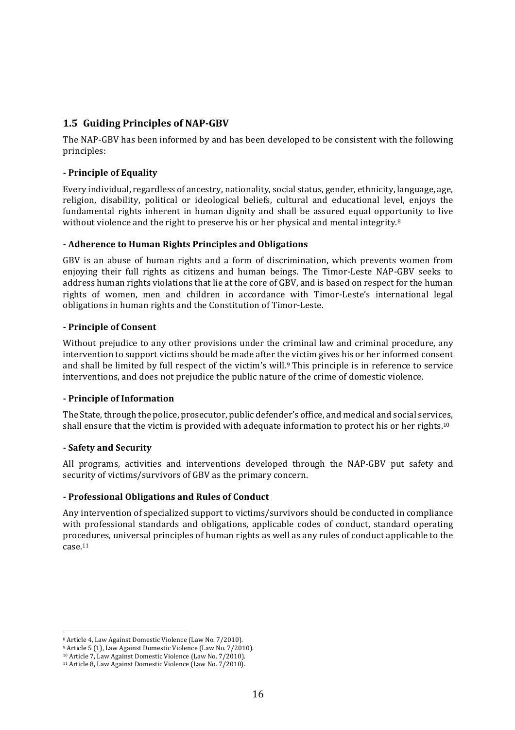## 1.5 Guiding Principles of NAP-GBV

The NAP-GBV has been informed by and has been developed to be consistent with the following principles:

**- Principle of Equality**

Every individual, regardless of ancestry, nationality, social status, gender, ethnicity, language, age, religion, disability, political or ideological beliefs, cultural and educational level, enjoys the fundamental rights inherent in human dignity and shall be assured equal opportunity to live without violence and the right to preserve his or her physical and mental integrity.[8]

**- Adherence to Human Rights Principles and Obligations**

GBV is an abuse of human rights and a form of discrimination, which prevents women from enjoying their full rights as citizens and human beings. The Timor-Leste NAP-GBV seeks to address human rights violations that lie at the core of GBV, and is based on respect for the human rights of women, men and children in accordance with Timor-Leste's international legal obligations in human rights and the Constitution of Timor-Leste.

**- Principle of Consent**

Without prejudice to any other provisions under the criminal law and criminal procedure, any intervention to support victims should be made after the victim gives his or her informed consent and shall be limited by full respect of the victim's will.[9] This principle is in reference to service interventions, and does not prejudice the public nature of the crime of domestic violence.

**- Principle of Information**

The State, through the police, prosecutor, public defender's office, and medical and social services, shall ensure that the victim is provided with adequate information to protect his or her rights.[10]

**- Safety and Security**

All programs, activities and interventions developed through the NAP-GBV put safety and security of victims/survivors of GBV as the primary concern.

**- Professional Obligations and Rules of Conduct**

Any intervention of specialized support to victims/survivors should be conducted in compliance with professional standards and obligations, applicable codes of conduct, standard operating procedures, universal principles of human rights as well as any rules of conduct applicable to the case.[11]

---

[8] Article 4, Law Against Domestic Violence (Law No. 7/2010).

[9] Article 5 (1), Law Against Domestic Violence (Law No. 7/2010).

[10] Article 7, Law Against Domestic Violence (Law No. 7/2010).

[11] Article 8, Law Against Domestic Violence (Law No. 7/2010).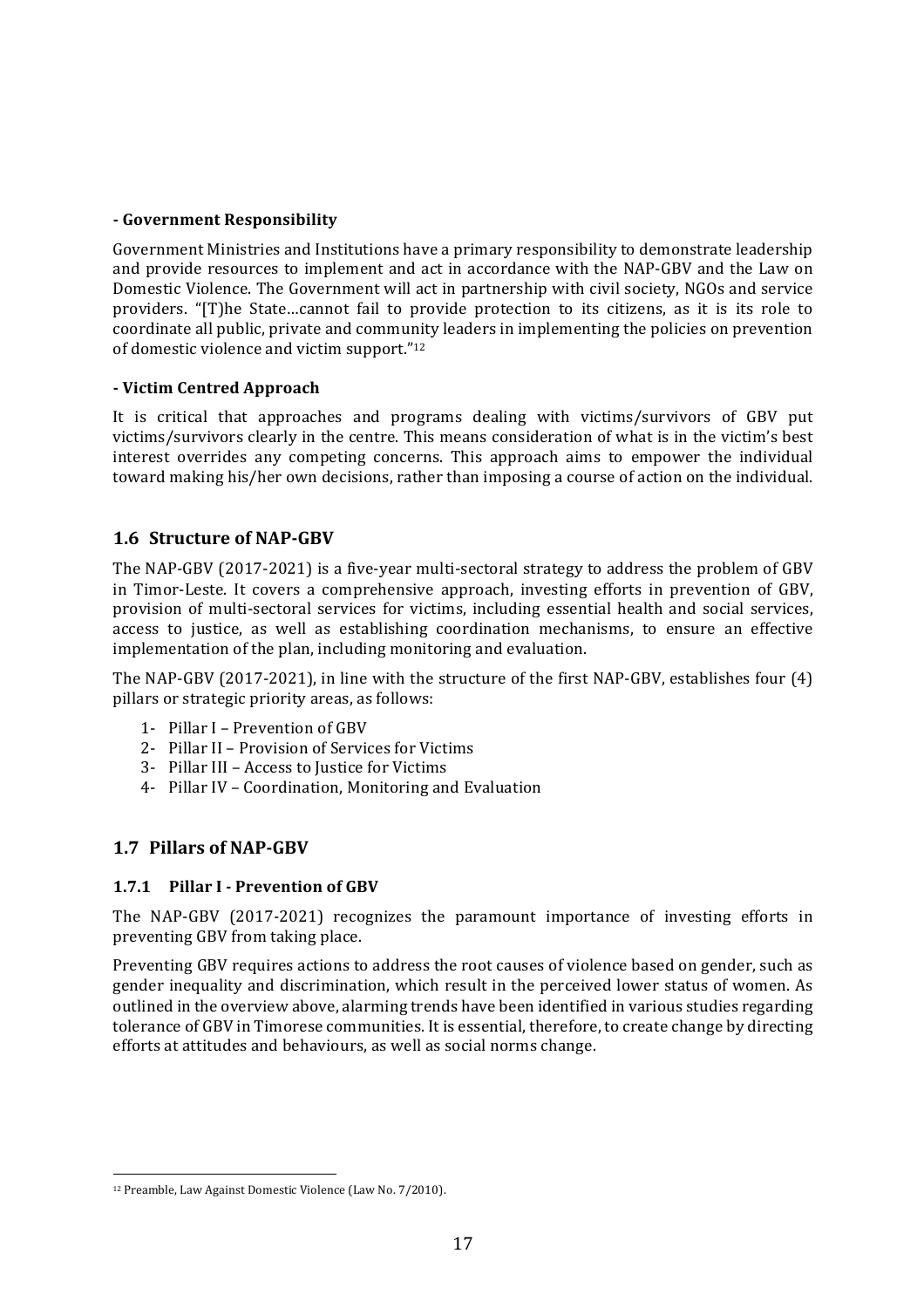**- Government Responsibility**

Government Ministries and Institutions have a primary responsibility to demonstrate leadership and provide resources to implement and act in accordance with the NAP-GBV and the Law on Domestic Violence. The Government will act in partnership with civil society, NGOs and service providers. "[T]he State…cannot fail to provide protection to its citizens, as it is its role to coordinate all public, private and community leaders in implementing the policies on prevention of domestic violence and victim support."[12]

**- Victim Centred Approach**

It is critical that approaches and programs dealing with victims/survivors of GBV put victims/survivors clearly in the centre. This means consideration of what is in the victim's best interest overrides any competing concerns. This approach aims to empower the individual toward making his/her own decisions, rather than imposing a course of action on the individual.

## 1.6 Structure of NAP-GBV

The NAP-GBV (2017-2021) is a five-year multi-sectoral strategy to address the problem of GBV in Timor-Leste. It covers a comprehensive approach, investing efforts in prevention of GBV, provision of multi-sectoral services for victims, including essential health and social services, access to justice, as well as establishing coordination mechanisms, to ensure an effective implementation of the plan, including monitoring and evaluation.

The NAP-GBV (2017-2021), in line with the structure of the first NAP-GBV, establishes four (4) pillars or strategic priority areas, as follows:

1- Pillar I – Prevention of GBV
2- Pillar II – Provision of Services for Victims
3- Pillar III – Access to Justice for Victims
4- Pillar IV – Coordination, Monitoring and Evaluation

## 1.7 Pillars of NAP-GBV

### 1.7.1 Pillar I - Prevention of GBV

The NAP-GBV (2017-2021) recognizes the paramount importance of investing efforts in preventing GBV from taking place.

Preventing GBV requires actions to address the root causes of violence based on gender, such as gender inequality and discrimination, which result in the perceived lower status of women. As outlined in the overview above, alarming trends have been identified in various studies regarding tolerance of GBV in Timorese communities. It is essential, therefore, to create change by directing efforts at attitudes and behaviours, as well as social norms change.

[12] Preamble, Law Against Domestic Violence (Law No. 7/2010).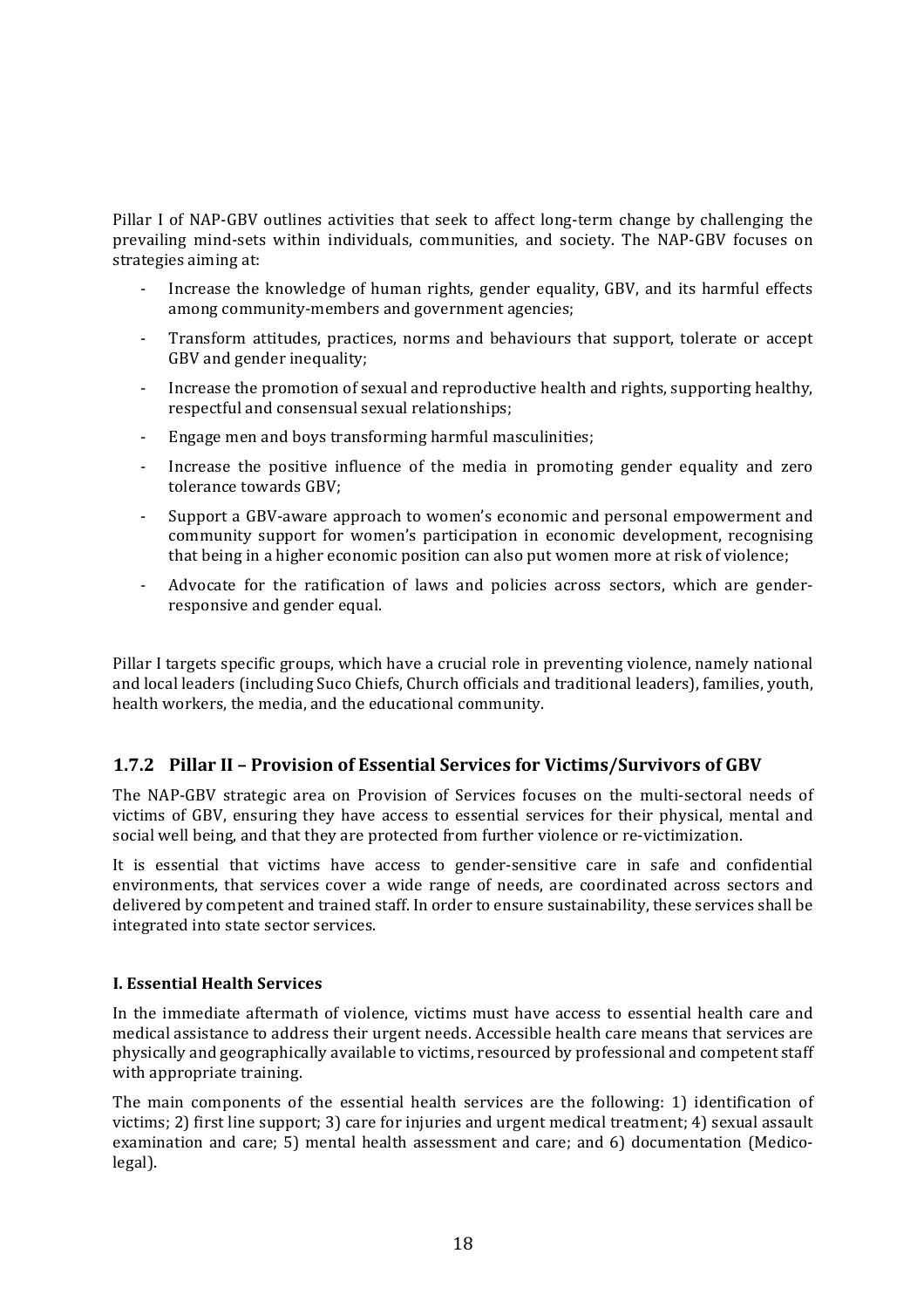Pillar I of NAP-GBV outlines activities that seek to affect long-term change by challenging the prevailing mind-sets within individuals, communities, and society. The NAP-GBV focuses on strategies aiming at:

- Increase the knowledge of human rights, gender equality, GBV, and its harmful effects among community-members and government agencies;
- Transform attitudes, practices, norms and behaviours that support, tolerate or accept GBV and gender inequality;
- Increase the promotion of sexual and reproductive health and rights, supporting healthy, respectful and consensual sexual relationships;
- Engage men and boys transforming harmful masculinities;
- Increase the positive influence of the media in promoting gender equality and zero tolerance towards GBV;
- Support a GBV-aware approach to women's economic and personal empowerment and community support for women's participation in economic development, recognising that being in a higher economic position can also put women more at risk of violence;
- Advocate for the ratification of laws and policies across sectors, which are gender-responsive and gender equal.

Pillar I targets specific groups, which have a crucial role in preventing violence, namely national and local leaders (including Suco Chiefs, Church officials and traditional leaders), families, youth, health workers, the media, and the educational community.

### 1.7.2 Pillar II – Provision of Essential Services for Victims/Survivors of GBV

The NAP-GBV strategic area on Provision of Services focuses on the multi-sectoral needs of victims of GBV, ensuring they have access to essential services for their physical, mental and social well being, and that they are protected from further violence or re-victimization.

It is essential that victims have access to gender-sensitive care in safe and confidential environments, that services cover a wide range of needs, are coordinated across sectors and delivered by competent and trained staff. In order to ensure sustainability, these services shall be integrated into state sector services.

**I. Essential Health Services**

In the immediate aftermath of violence, victims must have access to essential health care and medical assistance to address their urgent needs. Accessible health care means that services are physically and geographically available to victims, resourced by professional and competent staff with appropriate training.

The main components of the essential health services are the following: 1) identification of victims; 2) first line support; 3) care for injuries and urgent medical treatment; 4) sexual assault examination and care; 5) mental health assessment and care; and 6) documentation (Medico-legal).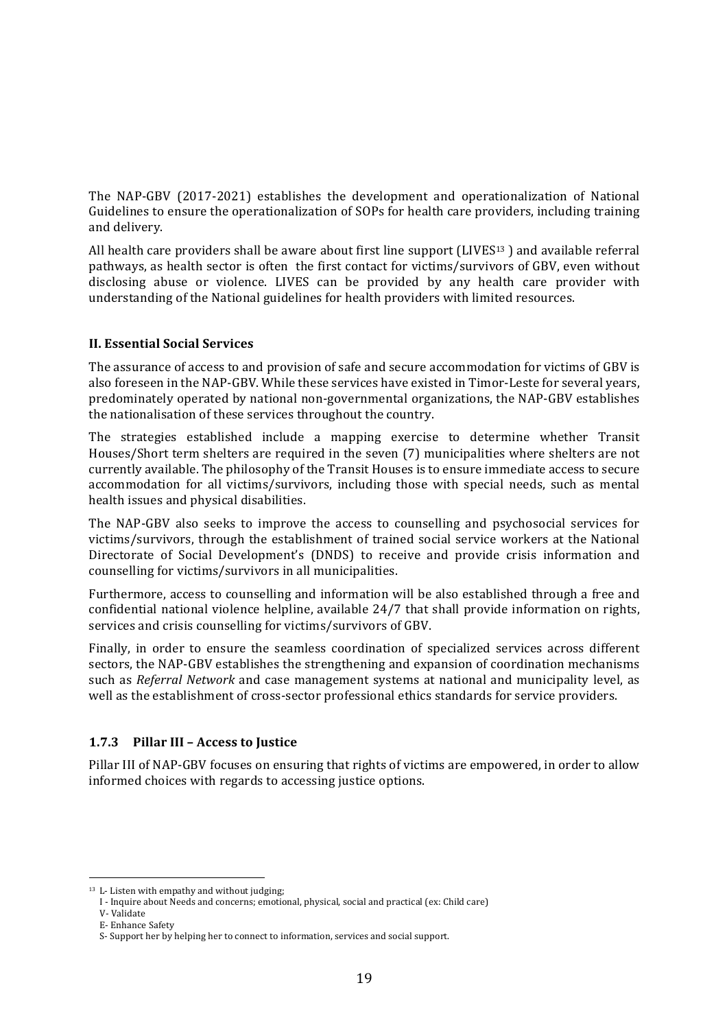The NAP-GBV (2017-2021) establishes the development and operationalization of National Guidelines to ensure the operationalization of SOPs for health care providers, including training and delivery.

All health care providers shall be aware about first line support (LIVES[13] ) and available referral pathways, as health sector is often the first contact for victims/survivors of GBV, even without disclosing abuse or violence. LIVES can be provided by any health care provider with understanding of the National guidelines for health providers with limited resources.

**II. Essential Social Services**

The assurance of access to and provision of safe and secure accommodation for victims of GBV is also foreseen in the NAP-GBV. While these services have existed in Timor-Leste for several years, predominately operated by national non-governmental organizations, the NAP-GBV establishes the nationalisation of these services throughout the country.

The strategies established include a mapping exercise to determine whether Transit Houses/Short term shelters are required in the seven (7) municipalities where shelters are not currently available. The philosophy of the Transit Houses is to ensure immediate access to secure accommodation for all victims/survivors, including those with special needs, such as mental health issues and physical disabilities.

The NAP-GBV also seeks to improve the access to counselling and psychosocial services for victims/survivors, through the establishment of trained social service workers at the National Directorate of Social Development's (DNDS) to receive and provide crisis information and counselling for victims/survivors in all municipalities.

Furthermore, access to counselling and information will be also established through a free and confidential national violence helpline, available 24/7 that shall provide information on rights, services and crisis counselling for victims/survivors of GBV.

Finally, in order to ensure the seamless coordination of specialized services across different sectors, the NAP-GBV establishes the strengthening and expansion of coordination mechanisms such as *Referral Network* and case management systems at national and municipality level, as well as the establishment of cross-sector professional ethics standards for service providers.

### 1.7.3 Pillar III – Access to Justice

Pillar III of NAP-GBV focuses on ensuring that rights of victims are empowered, in order to allow informed choices with regards to accessing justice options.

---

[13] L- Listen with empathy and without judging;
I - Inquire about Needs and concerns; emotional, physical, social and practical (ex: Child care)
V- Validate
E- Enhance Safety
S- Support her by helping her to connect to information, services and social support.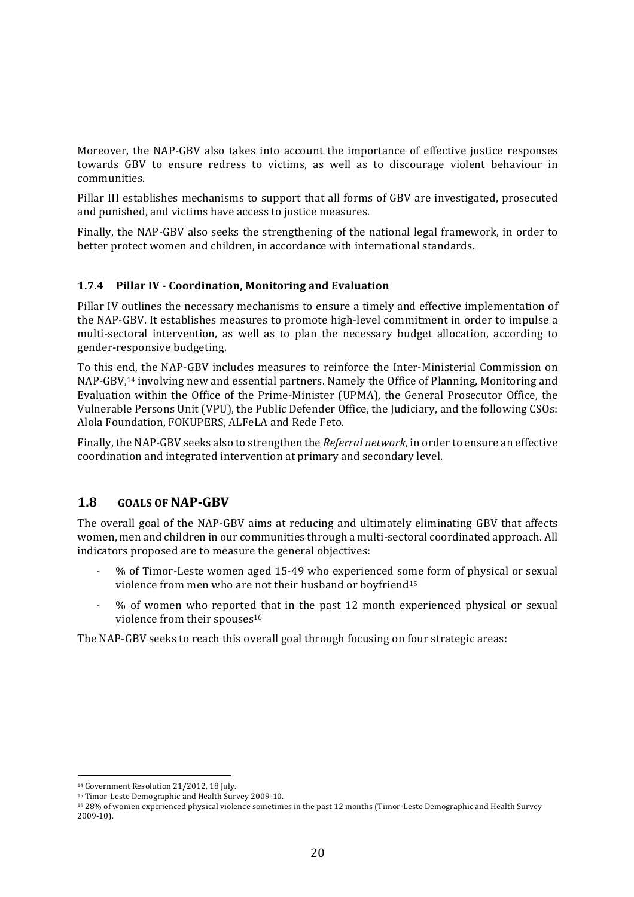Moreover, the NAP-GBV also takes into account the importance of effective justice responses towards GBV to ensure redress to victims, as well as to discourage violent behaviour in communities.

Pillar III establishes mechanisms to support that all forms of GBV are investigated, prosecuted and punished, and victims have access to justice measures.

Finally, the NAP-GBV also seeks the strengthening of the national legal framework, in order to better protect women and children, in accordance with international standards.

### 1.7.4 Pillar IV - Coordination, Monitoring and Evaluation

Pillar IV outlines the necessary mechanisms to ensure a timely and effective implementation of the NAP-GBV. It establishes measures to promote high-level commitment in order to impulse a multi-sectoral intervention, as well as to plan the necessary budget allocation, according to gender-responsive budgeting.

To this end, the NAP-GBV includes measures to reinforce the Inter-Ministerial Commission on NAP-GBV,[14] involving new and essential partners. Namely the Office of Planning, Monitoring and Evaluation within the Office of the Prime-Minister (UPMA), the General Prosecutor Office, the Vulnerable Persons Unit (VPU), the Public Defender Office, the Judiciary, and the following CSOs: Alola Foundation, FOKUPERS, ALFeLA and Rede Feto.

Finally, the NAP-GBV seeks also to strengthen the *Referral network*, in order to ensure an effective coordination and integrated intervention at primary and secondary level.

## 1.8 GOALS OF NAP-GBV

The overall goal of the NAP-GBV aims at reducing and ultimately eliminating GBV that affects women, men and children in our communities through a multi-sectoral coordinated approach. All indicators proposed are to measure the general objectives:

- % of Timor-Leste women aged 15-49 who experienced some form of physical or sexual violence from men who are not their husband or boyfriend[15]
- % of women who reported that in the past 12 month experienced physical or sexual violence from their spouses[16]

The NAP-GBV seeks to reach this overall goal through focusing on four strategic areas:

---

[14] Government Resolution 21/2012, 18 July.

[15] Timor-Leste Demographic and Health Survey 2009-10.

[16] 28% of women experienced physical violence sometimes in the past 12 months (Timor-Leste Demographic and Health Survey 2009-10).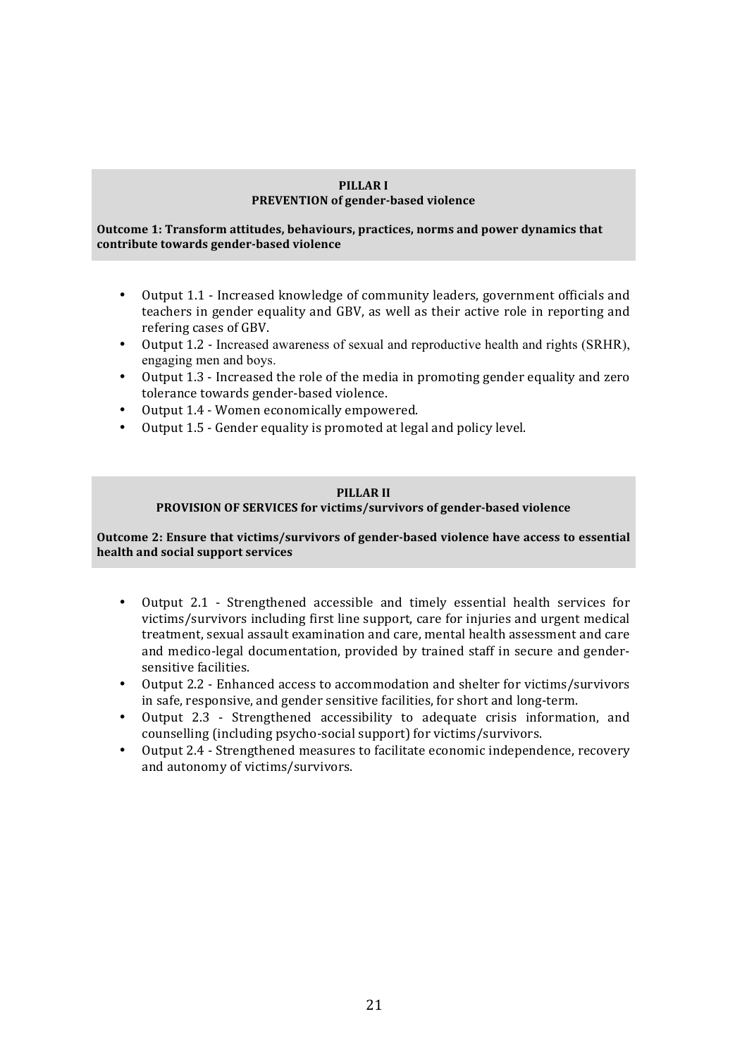**PILLAR I**
**PREVENTION of gender-based violence**

**Outcome 1: Transform attitudes, behaviours, practices, norms and power dynamics that contribute towards gender-based violence**

- Output 1.1 - Increased knowledge of community leaders, government officials and teachers in gender equality and GBV, as well as their active role in reporting and refering cases of GBV.
- Output 1.2 - Increased awareness of sexual and reproductive health and rights (SRHR), engaging men and boys.
- Output 1.3 - Increased the role of the media in promoting gender equality and zero tolerance towards gender-based violence.
- Output 1.4 - Women economically empowered.
- Output 1.5 - Gender equality is promoted at legal and policy level.

**PILLAR II**
**PROVISION OF SERVICES for victims/survivors of gender-based violence**

**Outcome 2: Ensure that victims/survivors of gender-based violence have access to essential health and social support services**

- Output 2.1 - Strengthened accessible and timely essential health services for victims/survivors including first line support, care for injuries and urgent medical treatment, sexual assault examination and care, mental health assessment and care and medico-legal documentation, provided by trained staff in secure and gender-sensitive facilities.
- Output 2.2 - Enhanced access to accommodation and shelter for victims/survivors in safe, responsive, and gender sensitive facilities, for short and long-term.
- Output 2.3 - Strengthened accessibility to adequate crisis information, and counselling (including psycho-social support) for victims/survivors.
- Output 2.4 - Strengthened measures to facilitate economic independence, recovery and autonomy of victims/survivors.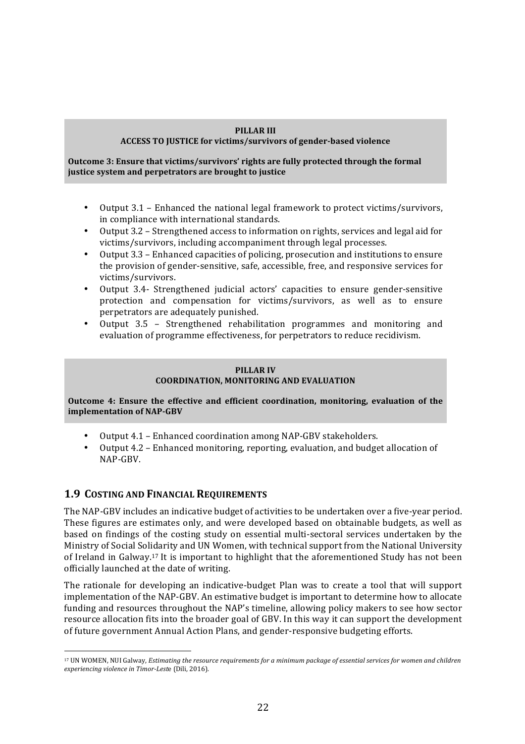**PILLAR III**
**ACCESS TO JUSTICE for victims/survivors of gender-based violence**

**Outcome 3: Ensure that victims/survivors' rights are fully protected through the formal justice system and perpetrators are brought to justice**

- Output 3.1 – Enhanced the national legal framework to protect victims/survivors, in compliance with international standards.
- Output 3.2 – Strengthened access to information on rights, services and legal aid for victims/survivors, including accompaniment through legal processes.
- Output 3.3 – Enhanced capacities of policing, prosecution and institutions to ensure the provision of gender-sensitive, safe, accessible, free, and responsive services for victims/survivors.
- Output 3.4- Strengthened judicial actors' capacities to ensure gender-sensitive protection and compensation for victims/survivors, as well as to ensure perpetrators are adequately punished.
- Output 3.5 – Strengthened rehabilitation programmes and monitoring and evaluation of programme effectiveness, for perpetrators to reduce recidivism.

**PILLAR IV**
**COORDINATION, MONITORING AND EVALUATION**

**Outcome 4: Ensure the effective and efficient coordination, monitoring, evaluation of the implementation of NAP-GBV**

- Output 4.1 – Enhanced coordination among NAP-GBV stakeholders.
- Output 4.2 – Enhanced monitoring, reporting, evaluation, and budget allocation of NAP-GBV.

## 1.9 COSTING AND FINANCIAL REQUIREMENTS

The NAP-GBV includes an indicative budget of activities to be undertaken over a five-year period. These figures are estimates only, and were developed based on obtainable budgets, as well as based on findings of the costing study on essential multi-sectoral services undertaken by the Ministry of Social Solidarity and UN Women, with technical support from the National University of Ireland in Galway.[17] It is important to highlight that the aforementioned Study has not been officially launched at the date of writing.

The rationale for developing an indicative-budget Plan was to create a tool that will support implementation of the NAP-GBV. An estimative budget is important to determine how to allocate funding and resources throughout the NAP's timeline, allowing policy makers to see how sector resource allocation fits into the broader goal of GBV. In this way it can support the development of future government Annual Action Plans, and gender-responsive budgeting efforts.

[17] UN WOMEN, NUI Galway, *Estimating the resource requirements for a minimum package of essential services for women and children experiencing violence in Timor-Leste* (Dili, 2016).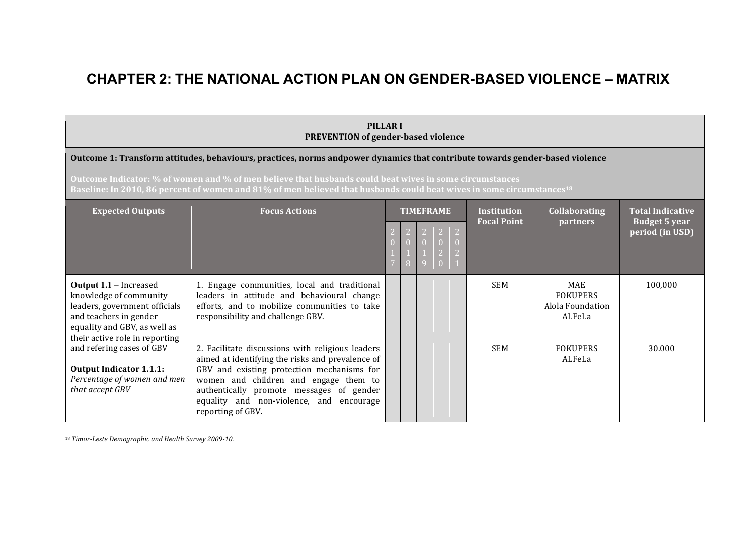# CHAPTER 2: THE NATIONAL ACTION PLAN ON GENDER-BASED VIOLENCE – MATRIX

| **PILLAR I**<br>**PREVENTION of gender-based violence** | | | | | | | | | |
|---|---|---|---|---|---|---|---|---|---|
| **Outcome 1: Transform attitudes, behaviours, practices, norms andpower dynamics that contribute towards gender-based violence**<br><br>**Outcome Indicator: % of women and % of men believe that husbands could beat wives in some circumstances**<br>**Baseline: In 2010, 86 percent of women and 81% of men believed that husbands could beat wives in some circumstances[18]** | | | | | | | | | |
| **Expected Outputs** | **Focus Actions** | **TIMEFRAME** | | | | | **Institution Focal Point** | **Collaborating partners** | **Total Indicative Budget 5 year period (in USD)** |
| | | 2017 | 2018 | 2019 | 2020 | 2021 | | | |
| **Output 1.1** – Increased knowledge of community leaders, government officials and teachers in gender equality and GBV, as well as their active role in reporting and refering cases of GBV<br><br>**Output Indicator 1.1.1:**<br>*Percentage of women and men that accept GBV* | 1. Engage communities, local and traditional leaders in attitude and behavioural change efforts, and to mobilize communities to take responsibility and challenge GBV. | | | | | | SEM | MAE<br>FOKUPERS<br>Alola Foundation<br>ALFeLa | 100,000 |
| | 2. Facilitate discussions with religious leaders aimed at identifying the risks and prevalence of GBV and existing protection mechanisms for women and children and engage them to authentically promote messages of gender equality and non-violence, and encourage reporting of GBV. | | | | | | SEM | FOKUPERS<br>ALFeLa | 30.000 |

[18] *Timor-Leste Demographic and Health Survey 2009-10.*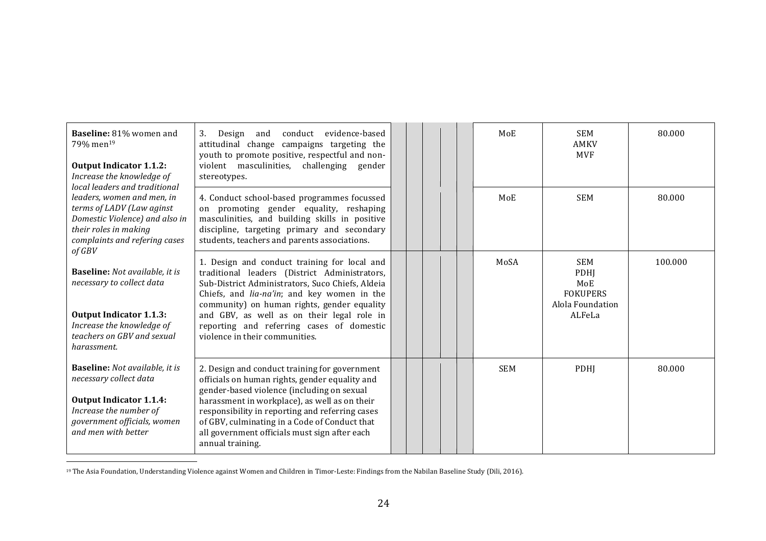| | | | | | | | | | |
|---|---|---|---|---|---|---|---|---|---|
| **Baseline:** 81% women and 79% men[19]<br><br>**Output Indicator 1.1.2:** *Increase the knowledge of local leaders and traditional leaders, women and men, in terms of LADV (Law aginst Domestic Violence) and also in their roles in making complaints and refering cases of GBV*<br><br>**Baseline:** *Not available, it is necessary to collect data*<br><br>**Output Indicator 1.1.3:** *Increase the knowledge of teachers on GBV and sexual harassment.*<br><br>**Baseline:** *Not available, it is necessary collect data*<br><br>**Output Indicator 1.1.4:** *Increase the number of government officials, women and men with better* | 3. Design and conduct evidence-based attitudinal change campaigns targeting the youth to promote positive, respectful and non-violent masculinities, challenging gender stereotypes. | | | | | | MoE | SEM<br>AMKV<br>MVF | 80.000 |
| | 4. Conduct school-based programmes focussed on promoting gender equality, reshaping masculinities, and building skills in positive discipline, targeting primary and secondary students, teachers and parents associations. | | | | | | MoE | SEM | 80.000 |
| | 1. Design and conduct training for local and traditional leaders (District Administrators, Sub-District Administrators, Suco Chiefs, Aldeia Chiefs, and *lia-na'in*; and key women in the community) on human rights, gender equality and GBV, as well as on their legal role in reporting and referring cases of domestic violence in their communities. | | | | | | MoSA | SEM<br>PDHJ<br>MoE<br>FOKUPERS<br>Alola Foundation<br>ALFeLa | 100.000 |
| | 2. Design and conduct training for government officials on human rights, gender equality and gender-based violence (including on sexual harassment in workplace), as well as on their responsibility in reporting and referring cases of GBV, culminating in a Code of Conduct that all government officials must sign after each annual training. | | | | | | SEM | PDHJ | 80.000 |

[19] The Asia Foundation, Understanding Violence against Women and Children in Timor-Leste: Findings from the Nabilan Baseline Study (Dili, 2016).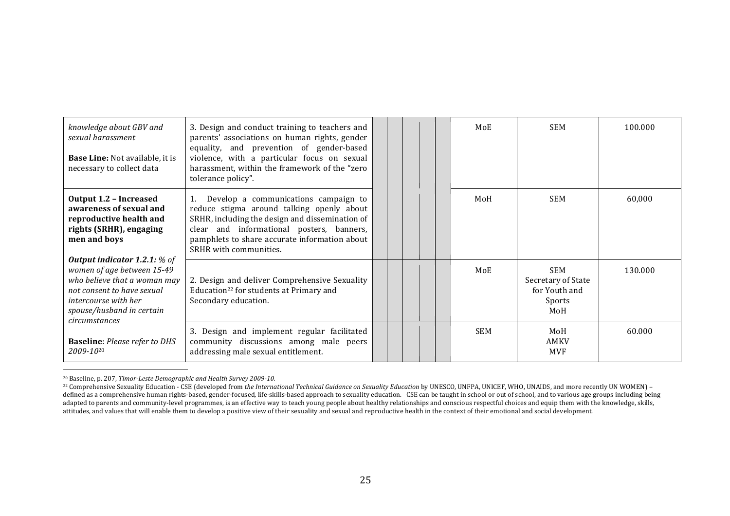| | | | | | | | | | |
|---|---|---|---|---|---|---|---|---|---|
| *knowledge about GBV and sexual harassment*<br><br>**Base Line:** Not available, it is necessary to collect data | 3. Design and conduct training to teachers and parents' associations on human rights, gender equality, and prevention of gender-based violence, with a particular focus on sexual harassment, within the framework of the "zero tolerance policy". | | | | | | MoE | SEM | 100.000 |
| **Output 1.2 – Increased awareness of sexual and reproductive health and rights (SRHR), engaging men and boys**<br><br>***Output indicator 1.2.1:*** *% of women of age between 15-49 who believe that a woman may not consent to have sexual intercourse with her spouse/husband in certain circumstances*<br><br>**Baseline**: *Please refer to DHS 2009-10*[20] | 1. Develop a communications campaign to reduce stigma around talking openly about SRHR, including the design and dissemination of clear and informational posters, banners, pamphlets to share accurate information about SRHR with communities. | | | | | | MoH | SEM | 60,000 |
| | 2. Design and deliver Comprehensive Sexuality Education[22] for students at Primary and Secondary education. | | | | | | MoE | SEM<br>Secretary of State for Youth and Sports<br>MoH | 130.000 |
| | 3. Design and implement regular facilitated community discussions among male peers addressing male sexual entitlement. | | | | | | SEM | MoH<br>AMKV<br>MVF | 60.000 |

[20] Baseline, p. 207, *Timor-Leste Demographic and Health Survey 2009-10*.

[22] Comprehensive Sexuality Education - CSE (developed from *the International Technical Guidance on Sexuality Education* by UNESCO, UNFPA, UNICEF, WHO, UNAIDS, and more recently UN WOMEN) – defined as a comprehensive human rights-based, gender-focused, life-skills-based approach to sexuality education. CSE can be taught in school or out of school, and to various age groups including being adapted to parents and community-level programmes, is an effective way to teach young people about healthy relationships and conscious respectful choices and equip them with the knowledge, skills, attitudes, and values that will enable them to develop a positive view of their sexuality and sexual and reproductive health in the context of their emotional and social development.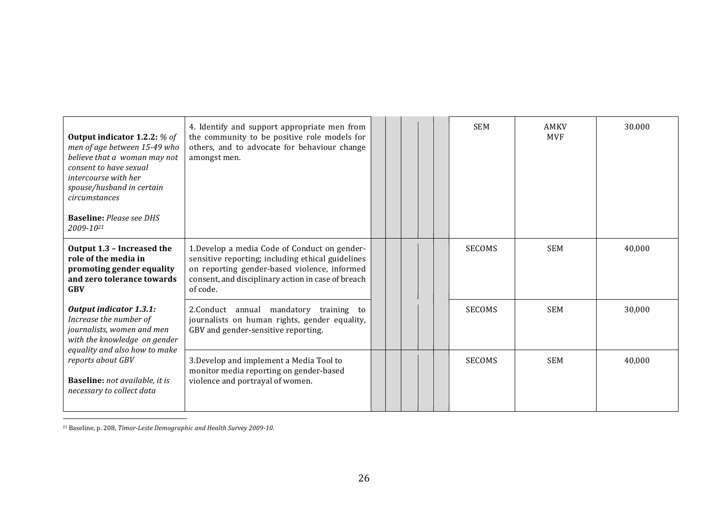| | | | | | | | | | |
|---|---|---|---|---|---|---|---|---|---|
| **Output indicator 1.2.2:** *% of men of age between 15-49 who believe that a woman may not consent to have sexual intercourse with her spouse/husband in certain circumstances*<br><br>**Baseline:** *Please see DHS 2009-10*[21] | 4. Identify and support appropriate men from the community to be positive role models for others, and to advocate for behaviour change amongst men. | | | | | | SEM | AMKV<br>MVF | 30.000 |
| **Output 1.3 – Increased the role of the media in promoting gender equality and zero tolerance towards GBV** | 1.Develop a media Code of Conduct on gender-sensitive reporting; including ethical guidelines on reporting gender-based violence, informed consent, and disciplinary action in case of breach of code. | | | | | | SECOMS | SEM | 40,000 |
| ***Output indicator 1.3.1:*** *Increase the number of journalists, women and men with the knowledge on gender equality and also how to make reports about GBV*<br><br>**Baseline:** *not available, it is necessary to collect data* | 2.Conduct annual mandatory training to journalists on human rights, gender equality, GBV and gender-sensitive reporting. | | | | | | SECOMS | SEM | 30,000 |
| | 3.Develop and implement a Media Tool to monitor media reporting on gender-based violence and portrayal of women. | | | | | | SECOMS | SEM | 40,000 |

[21] Baseline, p. 208, *Timor-Leste Demographic and Health Survey 2009-10*.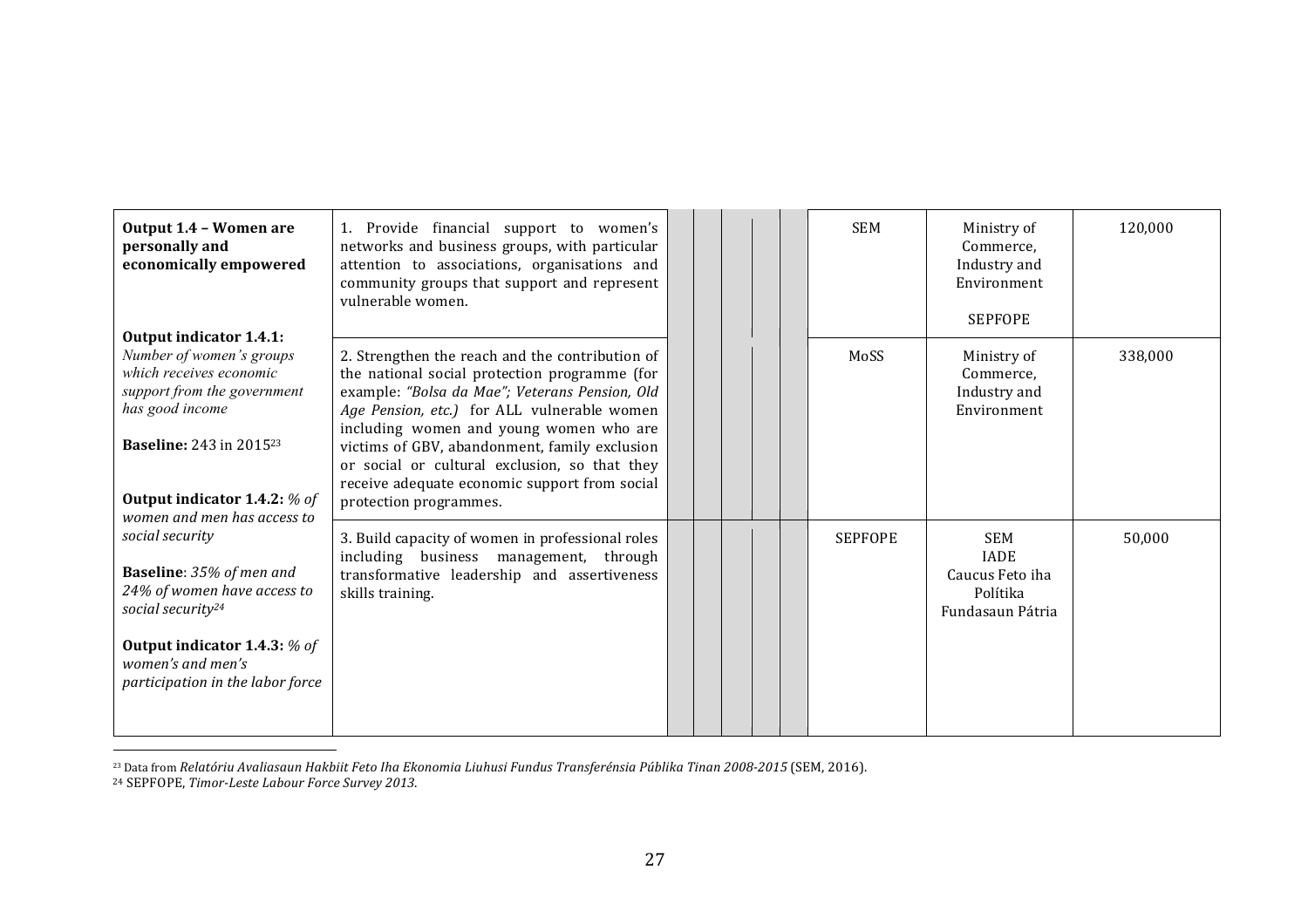| | | | | | | | | | |
|---|---|---|---|---|---|---|---|---|---|
| **Output 1.4 – Women are personally and economically empowered**<br><br>**Output indicator 1.4.1:** *Number of women's groups which receives economic support from the government has good income*<br><br>**Baseline:** 243 in 2015[23]<br><br>**Output indicator 1.4.2:** *% of women and men has access to social security*<br><br>**Baseline**: *35% of men and 24% of women have access to social security*[24]<br><br>**Output indicator 1.4.3:** *% of women's and men's participation in the labor force* | 1. Provide financial support to women's networks and business groups, with particular attention to associations, organisations and community groups that support and represent vulnerable women. | | | | | | SEM | Ministry of Commerce, Industry and Environment<br><br>SEPFOPE | 120,000 |
| | 2. Strengthen the reach and the contribution of the national social protection programme (for example: *"Bolsa da Mae"; Veterans Pension, Old Age Pension, etc.)* for ALL vulnerable women including women and young women who are victims of GBV, abandonment, family exclusion or social or cultural exclusion, so that they receive adequate economic support from social protection programmes. | | | | | | MoSS | Ministry of Commerce, Industry and Environment | 338,000 |
| | 3. Build capacity of women in professional roles including business management, through transformative leadership and assertiveness skills training. | | | | | | SEPFOPE | SEM<br>IADE<br>Caucus Feto iha Política<br>Fundasaun Pátria | 50,000 |

[23] Data from *Relatóriu Avaliasaun Hakbiit Feto Iha Ekonomia Liuhusi Fundus Transferénsia Públika Tinan 2008-2015* (SEM, 2016).

[24] SEPFOPE, *Timor-Leste Labour Force Survey 2013*.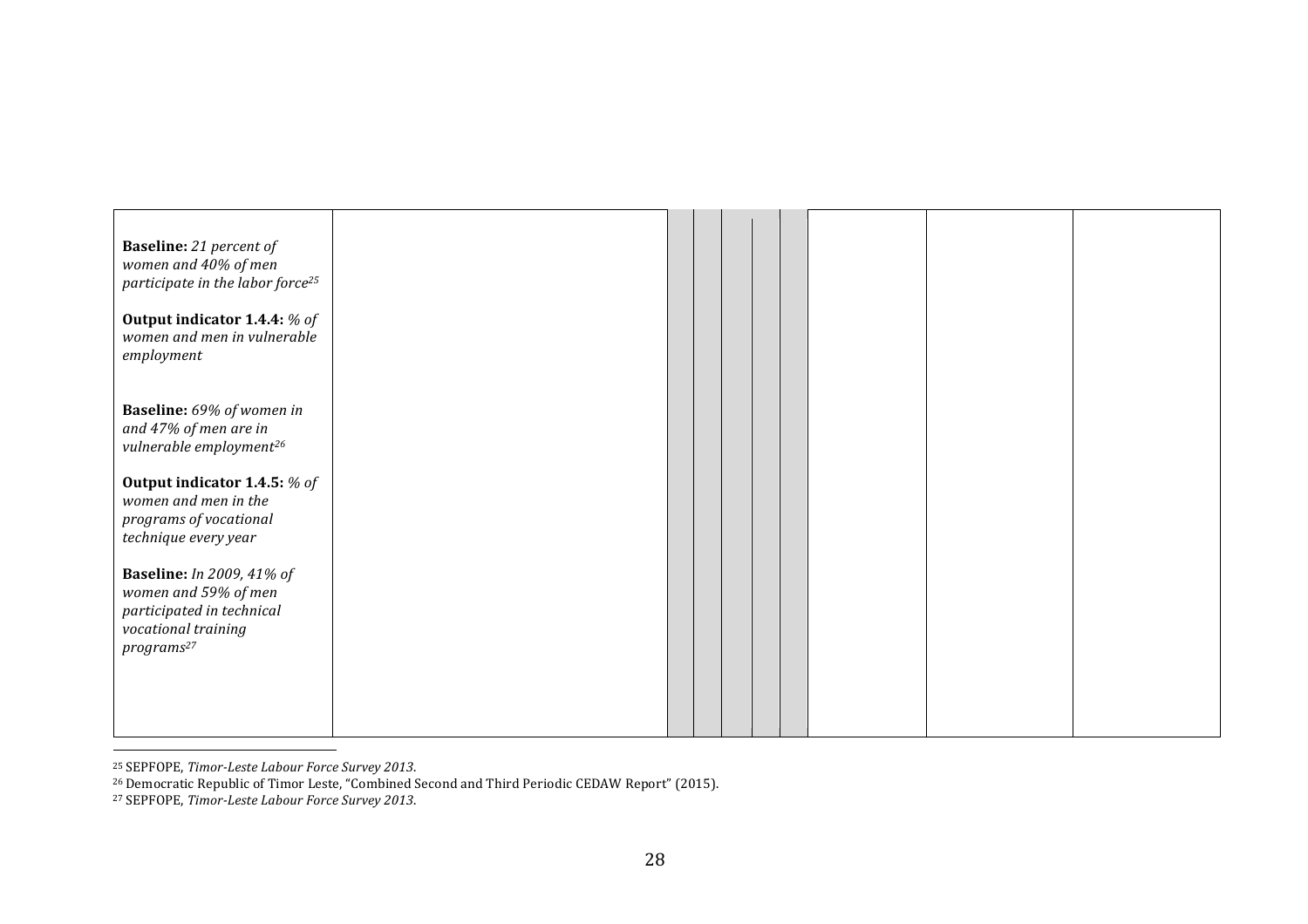| | | | | | | | | | |
|---|---|---|---|---|---|---|---|---|---|
| **Baseline:** *21 percent of women and 40% of men participate in the labor force*[25]<br><br>**Output indicator 1.4.4:** *% of women and men in vulnerable employment*<br><br>**Baseline:** *69% of women in and 47% of men are in vulnerable employment*[26]<br><br>**Output indicator 1.4.5:** *% of women and men in the programs of vocational technique every year*<br><br>**Baseline:** *In 2009, 41% of women and 59% of men participated in technical vocational training programs*[27] | | | | | | | | | |

[25] SEPFOPE, *Timor-Leste Labour Force Survey 2013*.

[26] Democratic Republic of Timor Leste, "Combined Second and Third Periodic CEDAW Report" (2015).

[27] SEPFOPE, *Timor-Leste Labour Force Survey 2013*.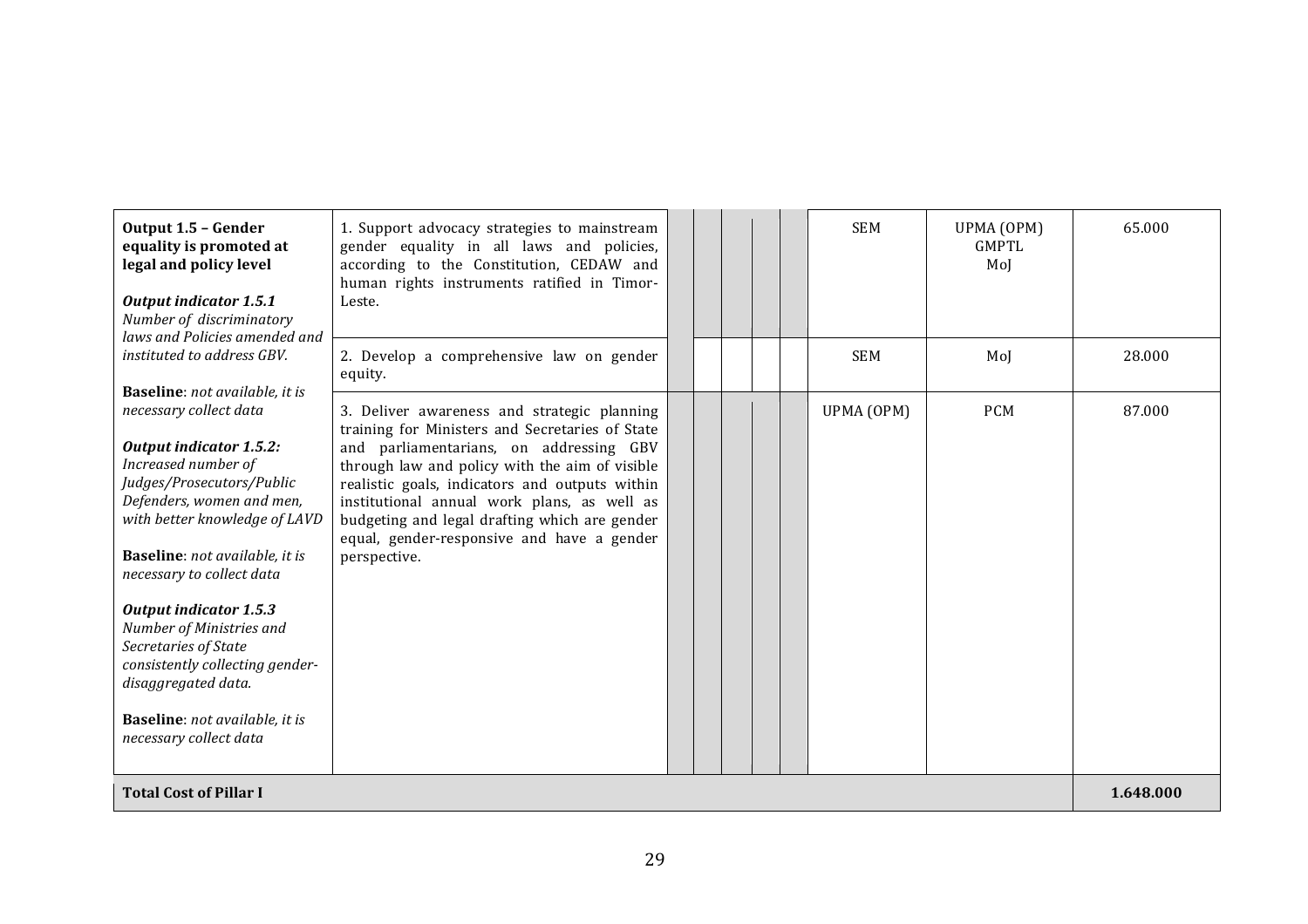| | | | | | | | | | |
|---|---|---|---|---|---|---|---|---|---|
| **Output 1.5 – Gender equality is promoted at legal and policy level**<br><br>***Output indicator 1.5.1***<br>*Number of discriminatory laws and Policies amended and instituted to address GBV.*<br><br>**Baseline**: *not available, it is necessary collect data*<br><br>***Output indicator 1.5.2:***<br>*Increased number of Judges/Prosecutors/Public Defenders, women and men, with better knowledge of LAVD*<br><br>**Baseline**: *not available, it is necessary to collect data*<br><br>***Output indicator 1.5.3***<br>*Number of Ministries and Secretaries of State consistently collecting gender-disaggregated data.*<br><br>**Baseline**: *not available, it is necessary collect data* | 1. Support advocacy strategies to mainstream gender equality in all laws and policies, according to the Constitution, CEDAW and human rights instruments ratified in Timor-Leste. | | | | | | SEM | UPMA (OPM)<br>GMPTL<br>MoJ | 65.000 |
| | 2. Develop a comprehensive law on gender equity. | | | | | | SEM | MoJ | 28.000 |
| | 3. Deliver awareness and strategic planning training for Ministers and Secretaries of State and parliamentarians, on addressing GBV through law and policy with the aim of visible realistic goals, indicators and outputs within institutional annual work plans, as well as budgeting and legal drafting which are gender equal, gender-responsive and have a gender perspective. | | | | | | UPMA (OPM) | PCM | 87.000 |
| **Total Cost of Pillar I** | | | | | | | | | **1.648.000** |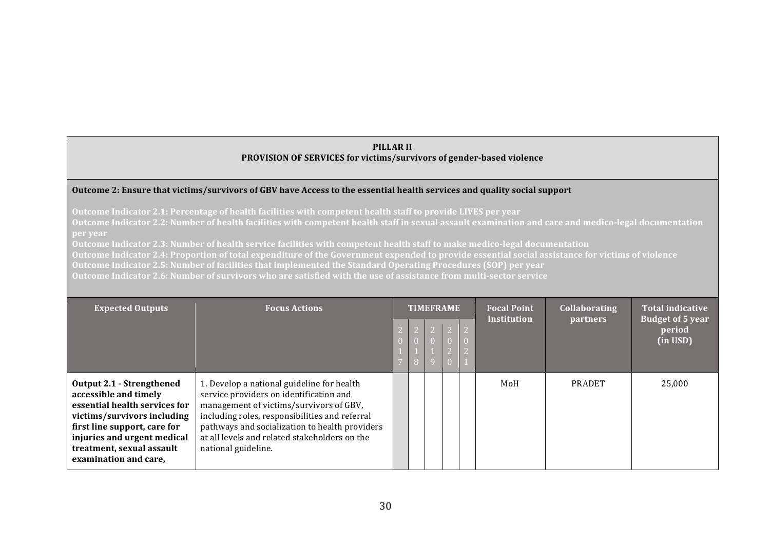**PILLAR II**
**PROVISION OF SERVICES for victims/survivors of gender-based violence**

**Outcome 2: Ensure that victims/survivors of GBV have Access to the essential health services and quality social support**

**Outcome Indicator 2.1: Percentage of health facilities with competent health staff to provide LIVES per year**
**Outcome Indicator 2.2: Number of health facilities with competent health staff in sexual assault examination and care and medico-legal documentation per year**
**Outcome Indicator 2.3: Number of health service facilities with competent health staff to make medico-legal documentation**
**Outcome Indicator 2.4: Proportion of total expenditure of the Government expended to provide essential social assistance for victims of violence**
**Outcome Indicator 2.5: Number of facilities that implemented the Standard Operating Procedures (SOP) per year**
**Outcome Indicator 2.6: Number of survivors who are satisfied with the use of assistance from multi-sector service**

| Expected Outputs | Focus Actions | TIMEFRAME | | | | | Focal Point Institution | Collaborating partners | Total indicative Budget of 5 year period (in USD) |
|---|---|---|---|---|---|---|---|---|---|
| | | 2017 | 2018 | 2019 | 2020 | 2021 | | | |
| **Output 2.1 - Strengthened accessible and timely essential health services for victims/survivors including first line support, care for injuries and urgent medical treatment, sexual assault examination and care,** | 1. Develop a national guideline for health service providers on identification and management of victims/survivors of GBV, including roles, responsibilities and referral pathways and socialization to health providers at all levels and related stakeholders on the national guideline. | | | | | | MoH | PRADET | 25,000 |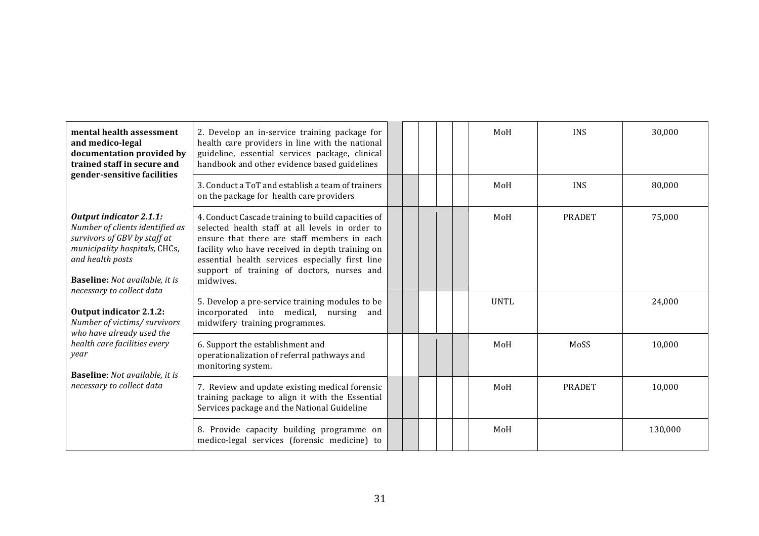| | | | | | | | | | |
|---|---|---|---|---|---|---|---|---|---|
| **mental health assessment and medico-legal documentation provided by trained staff in secure and gender-sensitive facilities**<br><br>***Output indicator 2.1.1:*** *Number of clients identified as survivors of GBV by staff at municipality hospitals,* CHCs, *and health posts*<br><br>**Baseline:** *Not available, it is necessary to collect data*<br><br>**Output indicator 2.1.2:** *Number of victims/ survivors who have already used the health care facilities every year*<br><br>**Baseline**: *Not available, it is necessary to collect data* | 2. Develop an in-service training package for health care providers in line with the national guideline, essential services package, clinical handbook and other evidence based guidelines | | | | | | MoH | INS | 30,000 |
| | 3. Conduct a ToT and establish a team of trainers on the package for health care providers | | | | | | MoH | INS | 80,000 |
| | 4. Conduct Cascade training to build capacities of selected health staff at all levels in order to ensure that there are staff members in each facility who have received in depth training on essential health services especially first line support of training of doctors, nurses and midwives. | | | | | | MoH | PRADET | 75,000 |
| | 5. Develop a pre-service training modules to be incorporated into medical, nursing and midwifery training programmes. | | | | | | UNTL | | 24,000 |
| | 6. Support the establishment and operationalization of referral pathways and monitoring system. | | | | | | MoH | MoSS | 10,000 |
| | 7. Review and update existing medical forensic training package to align it with the Essential Services package and the National Guideline | | | | | | MoH | PRADET | 10,000 |
| | 8. Provide capacity building programme on medico-legal services (forensic medicine) to | | | | | | MoH | | 130,000 |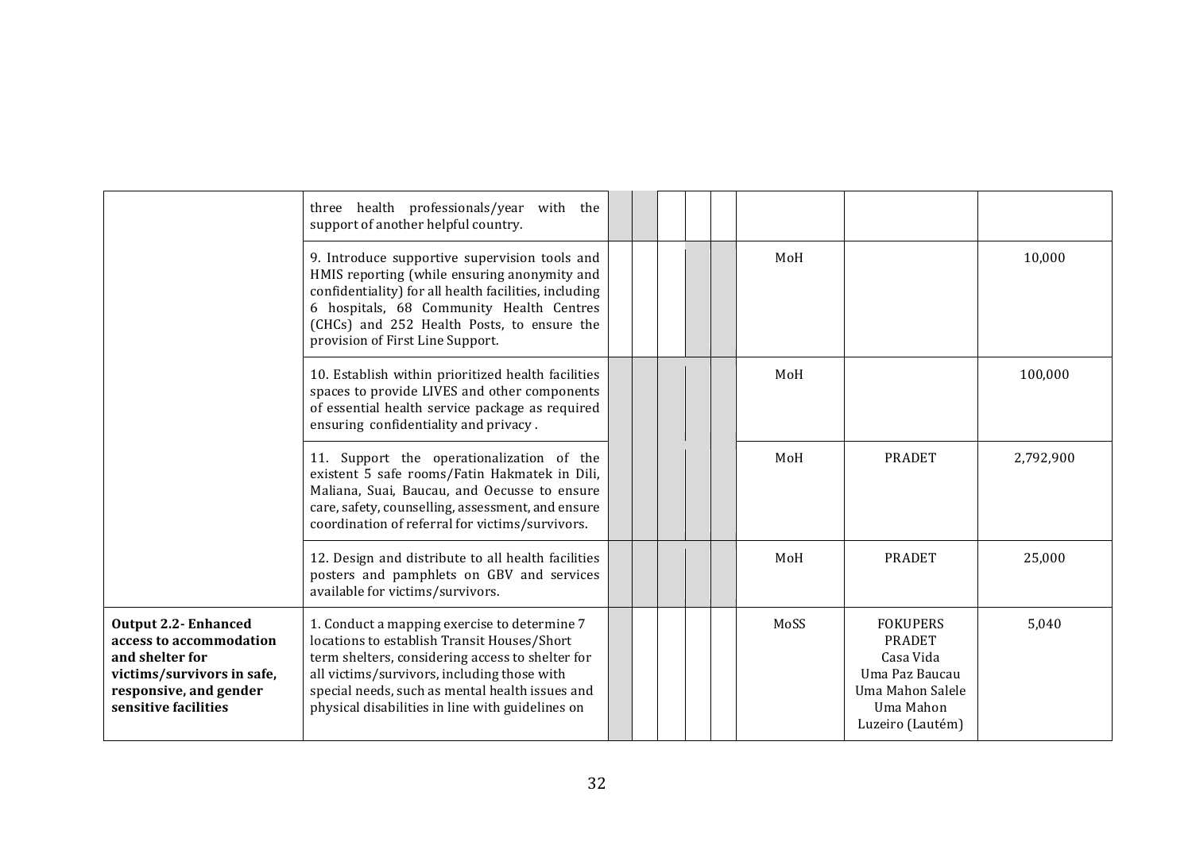| | | | | | | | | | |
|---|---|---|---|---|---|---|---|---|---|
| | three health professionals/year with the support of another helpful country. | | | | | | | | |
| | 9. Introduce supportive supervision tools and HMIS reporting (while ensuring anonymity and confidentiality) for all health facilities, including 6 hospitals, 68 Community Health Centres (CHCs) and 252 Health Posts, to ensure the provision of First Line Support. | | | | | | MoH | | 10,000 |
| | 10. Establish within prioritized health facilities spaces to provide LIVES and other components of essential health service package as required ensuring confidentiality and privacy . | | | | | | MoH | | 100,000 |
| | 11. Support the operationalization of the existent 5 safe rooms/Fatin Hakmatek in Dili, Maliana, Suai, Baucau, and Oecusse to ensure care, safety, counselling, assessment, and ensure coordination of referral for victims/survivors. | | | | | | MoH | PRADET | 2,792,900 |
| | 12. Design and distribute to all health facilities posters and pamphlets on GBV and services available for victims/survivors. | | | | | | MoH | PRADET | 25,000 |
| **Output 2.2- Enhanced access to accommodation and shelter for victims/survivors in safe, responsive, and gender sensitive facilities** | 1. Conduct a mapping exercise to determine 7 locations to establish Transit Houses/Short term shelters, considering access to shelter for all victims/survivors, including those with special needs, such as mental health issues and physical disabilities in line with guidelines on | | | | | | MoSS | FOKUPERS<br>PRADET<br>Casa Vida<br>Uma Paz Baucau<br>Uma Mahon Salele<br>Uma Mahon Luzeiro (Lautém) | 5,040 |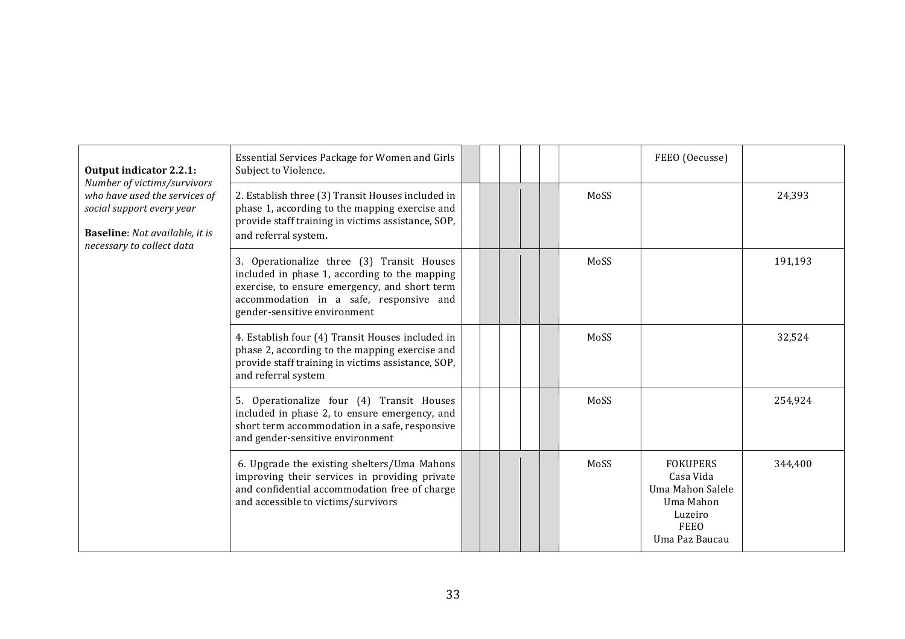| | | | | | | | | | |
|---|---|---|---|---|---|---|---|---|---|
| **Output indicator 2.2.1:** *Number of victims/survivors who have used the services of social support every year* **Baseline**: *Not available, it is necessary to collect data* | Essential Services Package for Women and Girls Subject to Violence. | | | | | | | FEEO (Oecusse) | |
| | 2. Establish three (3) Transit Houses included in phase 1, according to the mapping exercise and provide staff training in victims assistance, SOP, and referral system. | | | | | | MoSS | | 24,393 |
| | 3. Operationalize three (3) Transit Houses included in phase 1, according to the mapping exercise, to ensure emergency, and short term accommodation in a safe, responsive and gender-sensitive environment | | | | | | MoSS | | 191,193 |
| | 4. Establish four (4) Transit Houses included in phase 2, according to the mapping exercise and provide staff training in victims assistance, SOP, and referral system | | | | | | MoSS | | 32,524 |
| | 5. Operationalize four (4) Transit Houses included in phase 2, to ensure emergency, and short term accommodation in a safe, responsive and gender-sensitive environment | | | | | | MoSS | | 254,924 |
| | 6. Upgrade the existing shelters/Uma Mahons improving their services in providing private and confidential accommodation free of charge and accessible to victims/survivors | | | | | | MoSS | FOKUPERS<br>Casa Vida<br>Uma Mahon Salele<br>Uma Mahon Luzeiro<br>FEEO<br>Uma Paz Baucau | 344,400 |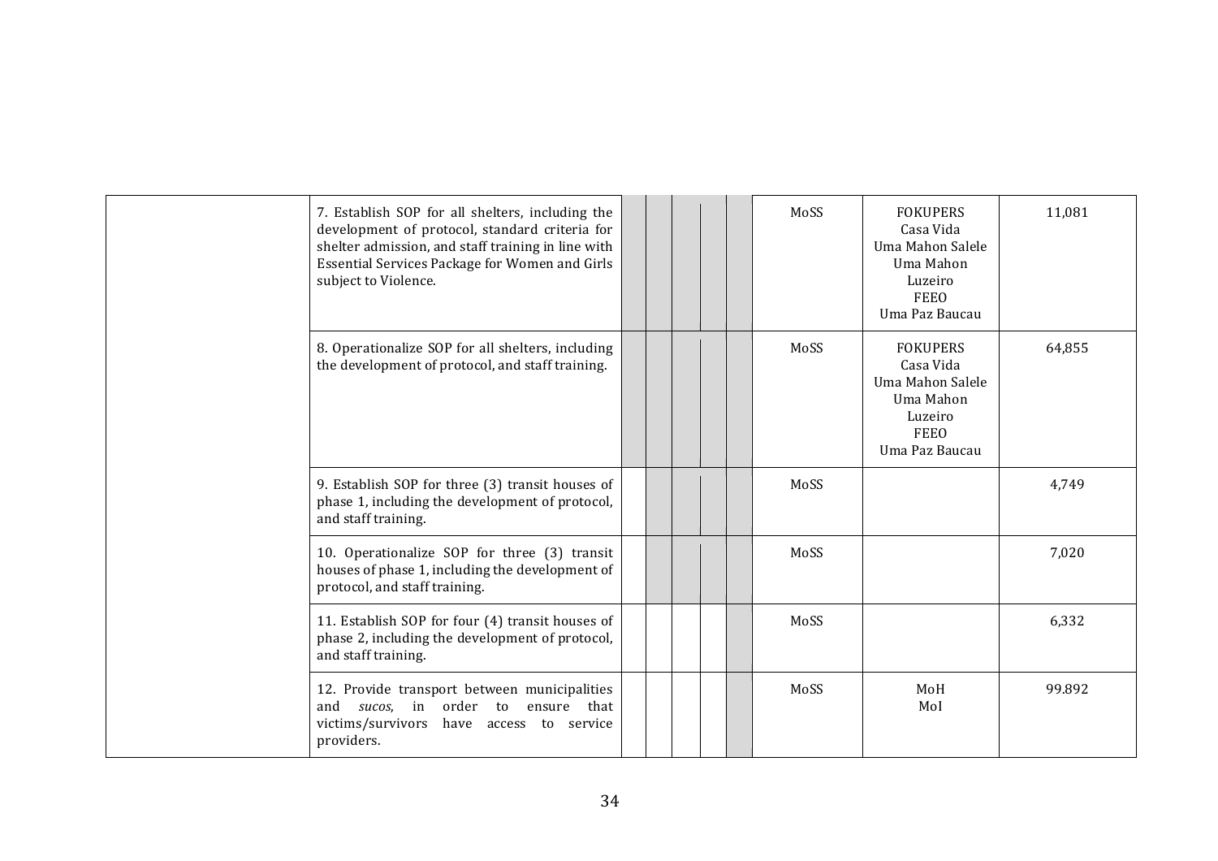| | | | | | | | | | |
|---|---|---|---|---|---|---|---|---|---|
| | 7. Establish SOP for all shelters, including the development of protocol, standard criteria for shelter admission, and staff training in line with Essential Services Package for Women and Girls subject to Violence. | | | | | | MoSS | FOKUPERS<br>Casa Vida<br>Uma Mahon Salele<br>Uma Mahon<br>Luzeiro<br>FEEO<br>Uma Paz Baucau | 11,081 |
| | 8. Operationalize SOP for all shelters, including the development of protocol, and staff training. | | | | | | MoSS | FOKUPERS<br>Casa Vida<br>Uma Mahon Salele<br>Uma Mahon<br>Luzeiro<br>FEEO<br>Uma Paz Baucau | 64,855 |
| | 9. Establish SOP for three (3) transit houses of phase 1, including the development of protocol, and staff training. | | | | | | MoSS | | 4,749 |
| | 10. Operationalize SOP for three (3) transit houses of phase 1, including the development of protocol, and staff training. | | | | | | MoSS | | 7,020 |
| | 11. Establish SOP for four (4) transit houses of phase 2, including the development of protocol, and staff training. | | | | | | MoSS | | 6,332 |
| | 12. Provide transport between municipalities and *sucos*, in order to ensure that victims/survivors have access to service providers. | | | | | | MoSS | MoH<br>MoI | 99.892 |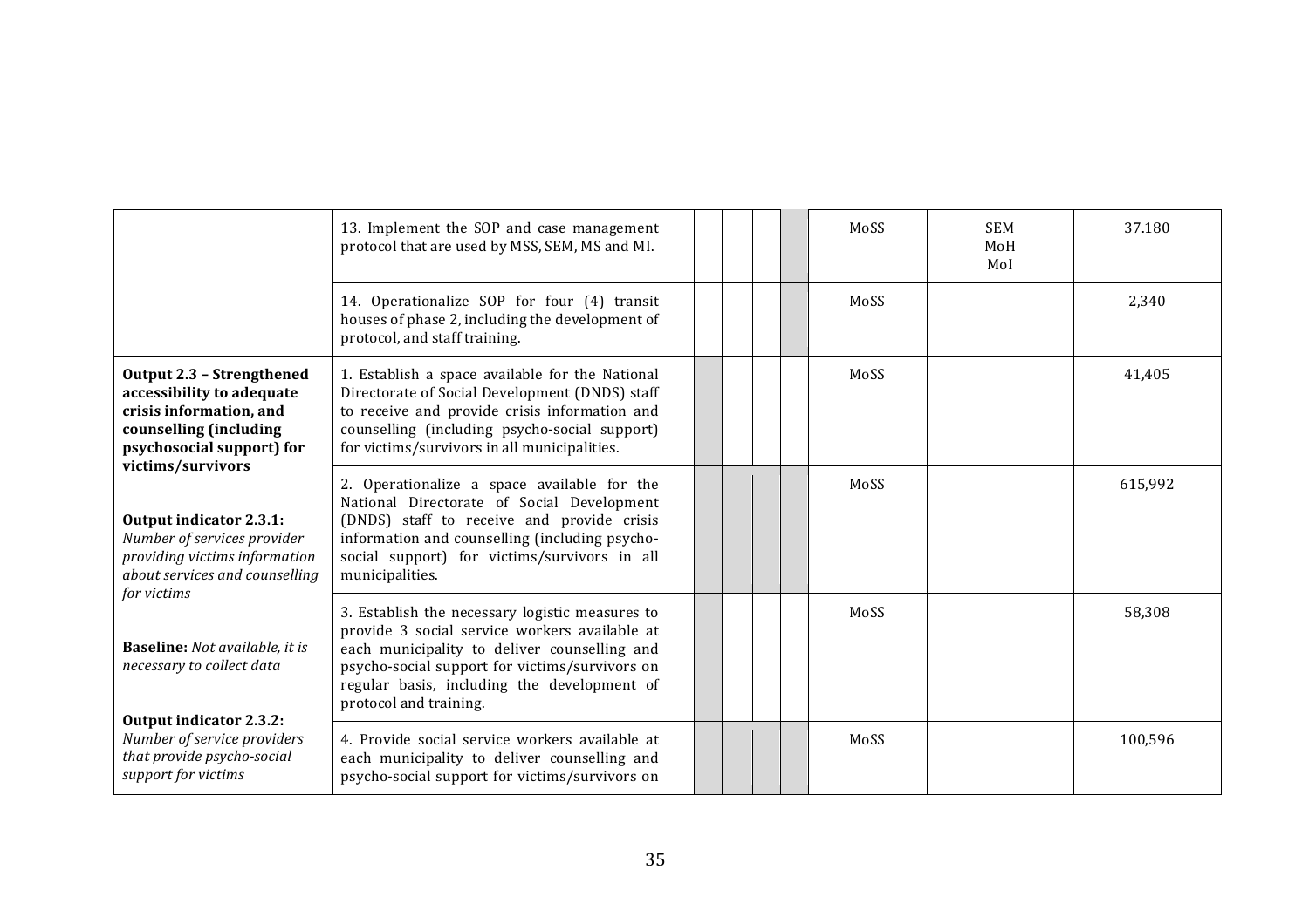| | | | | | | | | | |
|---|---|---|---|---|---|---|---|---|---|
| | 13. Implement the SOP and case management protocol that are used by MSS, SEM, MS and MI. | | | | | | MoSS | SEM MoH MoI | 37.180 |
| | 14. Operationalize SOP for four (4) transit houses of phase 2, including the development of protocol, and staff training. | | | | | | MoSS | | 2,340 |
| **Output 2.3 – Strengthened accessibility to adequate crisis information, and counselling (including psychosocial support) for victims/survivors**<br><br>**Output indicator 2.3.1:** *Number of services provider providing victims information about services and counselling for victims*<br><br>**Baseline:** *Not available, it is necessary to collect data*<br><br>**Output indicator 2.3.2:** *Number of service providers that provide psycho-social support for victims* | 1. Establish a space available for the National Directorate of Social Development (DNDS) staff to receive and provide crisis information and counselling (including psycho-social support) for victims/survivors in all municipalities. | | | | | | MoSS | | 41,405 |
| | 2. Operationalize a space available for the National Directorate of Social Development (DNDS) staff to receive and provide crisis information and counselling (including psycho-social support) for victims/survivors in all municipalities. | | | | | | MoSS | | 615,992 |
| | 3. Establish the necessary logistic measures to provide 3 social service workers available at each municipality to deliver counselling and psycho-social support for victims/survivors on regular basis, including the development of protocol and training. | | | | | | MoSS | | 58,308 |
| | 4. Provide social service workers available at each municipality to deliver counselling and psycho-social support for victims/survivors on | | | | | | MoSS | | 100,596 |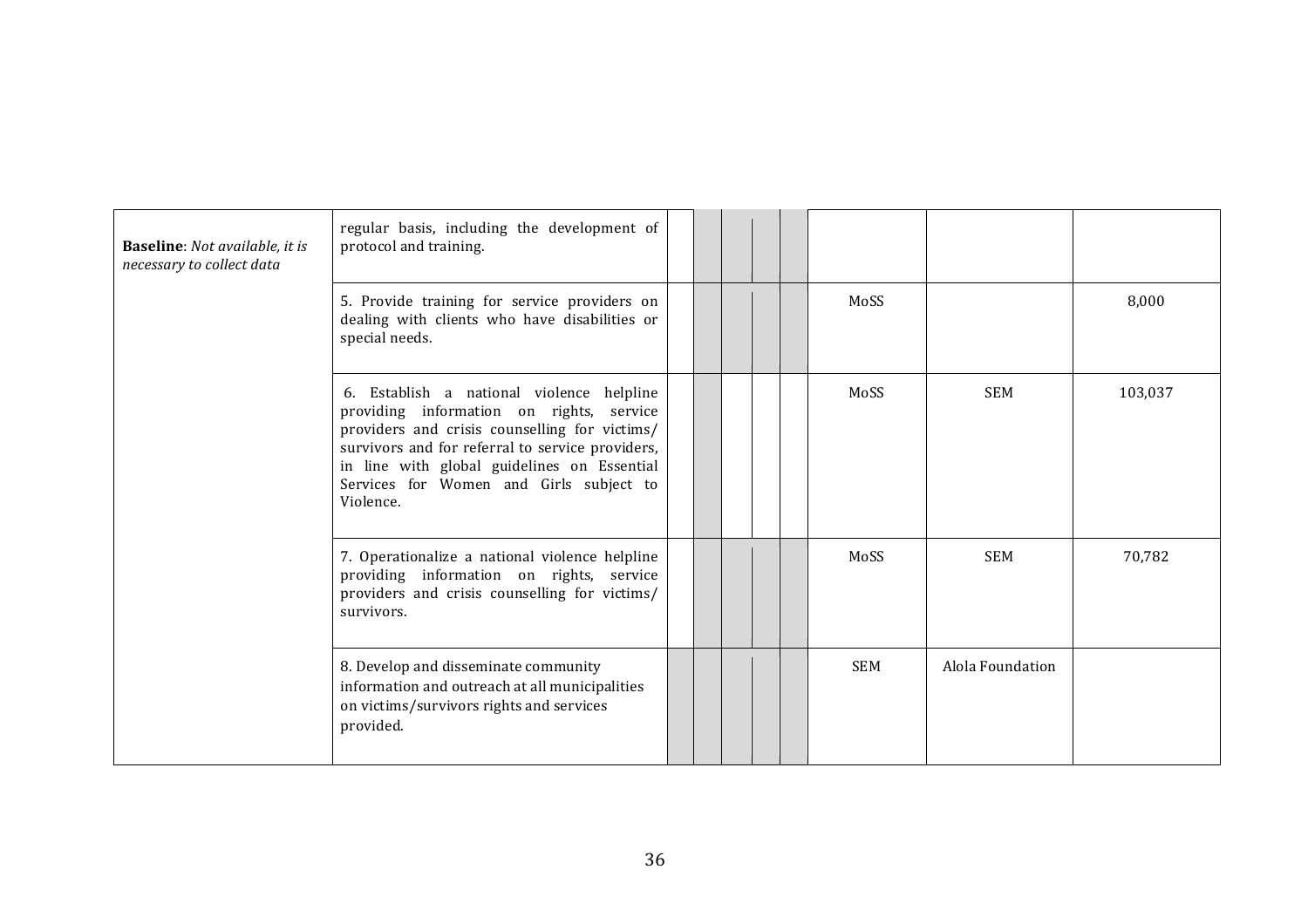| | | | | | | | | | |
|---|---|---|---|---|---|---|---|---|---|
| **Baseline**: *Not available, it is necessary to collect data* | regular basis, including the development of protocol and training. | | | | | | | | |
| | 5. Provide training for service providers on dealing with clients who have disabilities or special needs. | | | | | | MoSS | | 8,000 |
| | 6. Establish a national violence helpline providing information on rights, service providers and crisis counselling for victims/ survivors and for referral to service providers, in line with global guidelines on Essential Services for Women and Girls subject to Violence. | | | | | | MoSS | SEM | 103,037 |
| | 7. Operationalize a national violence helpline providing information on rights, service providers and crisis counselling for victims/ survivors. | | | | | | MoSS | SEM | 70,782 |
| | 8. Develop and disseminate community information and outreach at all municipalities on victims/survivors rights and services provided. | | | | | | SEM | Alola Foundation | |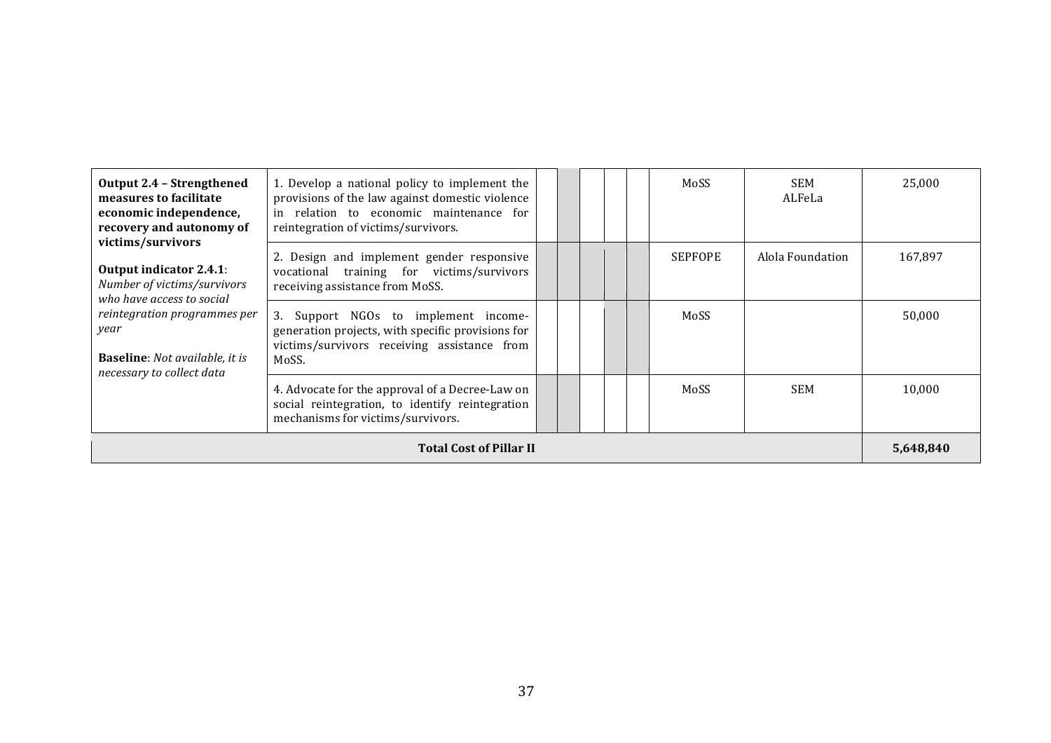| | | | | | | | | | |
|---|---|---|---|---|---|---|---|---|---|
| **Output 2.4 – Strengthened measures to facilitate economic independence, recovery and autonomy of victims/survivors**<br><br>**Output indicator 2.4.1**: *Number of victims/survivors who have access to social reintegration programmes per year*<br><br>**Baseline**: *Not available, it is necessary to collect data* | 1. Develop a national policy to implement the provisions of the law against domestic violence in relation to economic maintenance for reintegration of victims/survivors. | | | | | | MoSS | SEM<br>ALFeLa | 25,000 |
| | 2. Design and implement gender responsive vocational training for victims/survivors receiving assistance from MoSS. | | | | | | SEPFOPE | Alola Foundation | 167,897 |
| | 3. Support NGOs to implement income-generation projects, with specific provisions for victims/survivors receiving assistance from MoSS. | | | | | | MoSS | | 50,000 |
| | 4. Advocate for the approval of a Decree-Law on social reintegration, to identify reintegration mechanisms for victims/survivors. | | | | | | MoSS | SEM | 10,000 |
| **Total Cost of Pillar II** | | | | | | | | | **5,648,840** |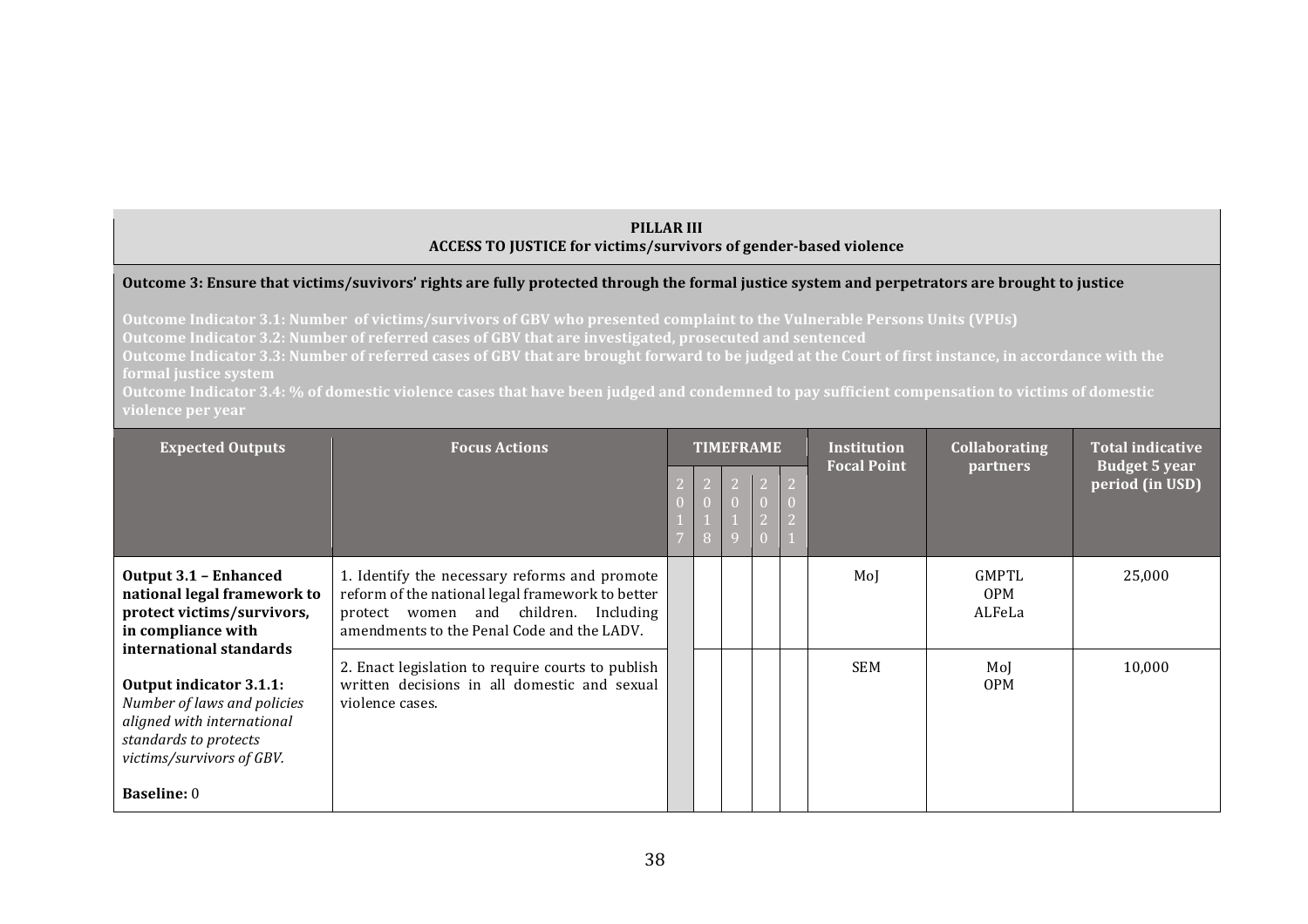**PILLAR III**
**ACCESS TO JUSTICE for victims/survivors of gender-based violence**

**Outcome 3: Ensure that victims/suvivors' rights are fully protected through the formal justice system and perpetrators are brought to justice**

**Outcome Indicator 3.1: Number of victims/survivors of GBV who presented complaint to the Vulnerable Persons Units (VPUs)**
**Outcome Indicator 3.2: Number of referred cases of GBV that are investigated, prosecuted and sentenced**
**Outcome Indicator 3.3: Number of referred cases of GBV that are brought forward to be judged at the Court of first instance, in accordance with the formal justice system**
**Outcome Indicator 3.4: % of domestic violence cases that have been judged and condemned to pay sufficient compensation to victims of domestic violence per year**

| Expected Outputs | Focus Actions | TIMEFRAME | | | | | Institution Focal Point | Collaborating partners | Total indicative Budget 5 year period (in USD) |
|---|---|---|---|---|---|---|---|---|---|
| | | 2017 | 2018 | 2019 | 2020 | 2021 | | | |
| **Output 3.1 – Enhanced national legal framework to protect victims/survivors, in compliance with international standards**<br><br>**Output indicator 3.1.1:** *Number of laws and policies aligned with international standards to protects victims/survivors of GBV.*<br><br>**Baseline:** 0 | 1. Identify the necessary reforms and promote reform of the national legal framework to better protect women and children. Including amendments to the Penal Code and the LADV. | | | | | | MoJ | GMPTL<br>OPM<br>ALFeLa | 25,000 |
| | 2. Enact legislation to require courts to publish written decisions in all domestic and sexual violence cases. | | | | | | SEM | MoJ<br>OPM | 10,000 |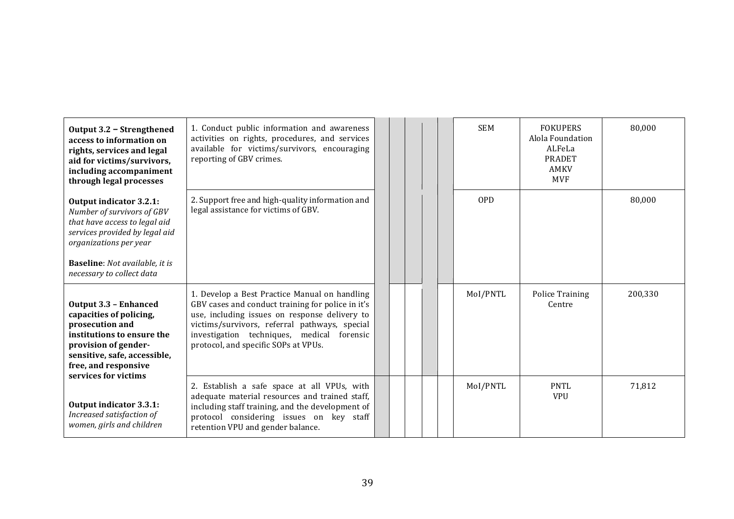| | | | | | | | | | |
|---|---|---|---|---|---|---|---|---|---|
| **Output 3.2 – Strengthened access to information on rights, services and legal aid for victims/survivors, including accompaniment through legal processes** | 1. Conduct public information and awareness activities on rights, procedures, and services available for victims/survivors, encouraging reporting of GBV crimes. | | | | | | SEM | FOKUPERS<br>Alola Foundation<br>ALFeLa<br>PRADET<br>AMKV<br>MVF | 80,000 |
| **Output indicator 3.2.1:** *Number of survivors of GBV that have access to legal aid services provided by legal aid organizations per year*<br><br>**Baseline**: *Not available, it is necessary to collect data* | 2. Support free and high-quality information and legal assistance for victims of GBV. | | | | | | OPD | | 80,000 |
| **Output 3.3 – Enhanced capacities of policing, prosecution and institutions to ensure the provision of gender-sensitive, safe, accessible, free, and responsive services for victims** | 1. Develop a Best Practice Manual on handling GBV cases and conduct training for police in it's use, including issues on response delivery to victims/survivors, referral pathways, special investigation techniques, medical forensic protocol, and specific SOPs at VPUs. | | | | | | MoI/PNTL | Police Training Centre | 200,330 |
| **Output indicator 3.3.1:** *Increased satisfaction of women, girls and children* | 2. Establish a safe space at all VPUs, with adequate material resources and trained staff, including staff training, and the development of protocol considering issues on key staff retention VPU and gender balance. | | | | | | MoI/PNTL | PNTL<br>VPU | 71,812 |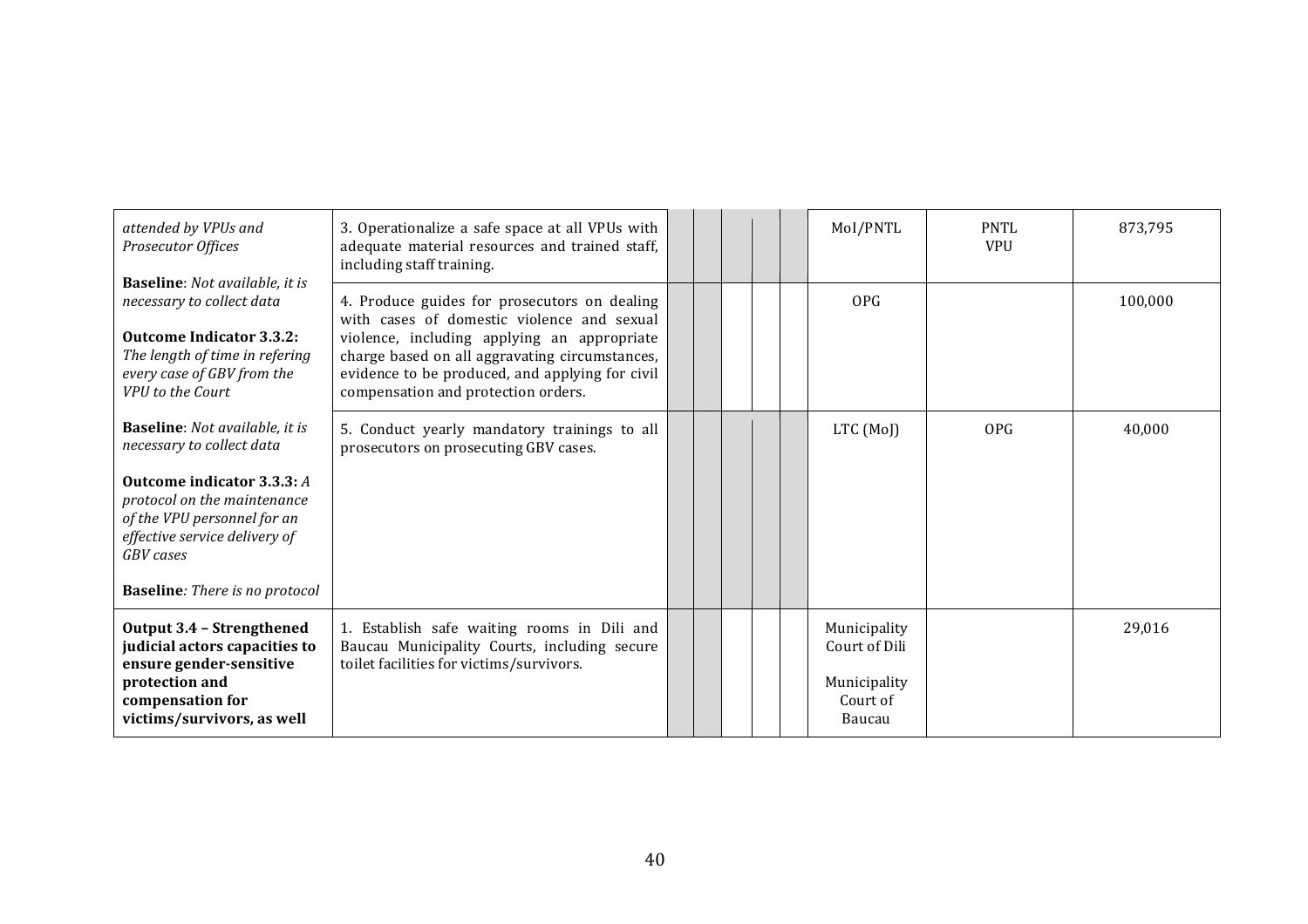| | | | | | | | | | |
|---|---|---|---|---|---|---|---|---|---|
| *attended by VPUs and Prosecutor Offices*<br><br>**Baseline**: *Not available, it is necessary to collect data*<br><br>**Outcome Indicator 3.3.2:** *The length of time in refering every case of GBV from the VPU to the Court*<br><br>**Baseline**: *Not available, it is necessary to collect data*<br><br>**Outcome indicator 3.3.3:** *A protocol on the maintenance of the VPU personnel for an effective service delivery of GBV cases*<br><br>**Baseline***: There is no protocol* | 3. Operationalize a safe space at all VPUs with adequate material resources and trained staff, including staff training. | | | | | | MoI/PNTL | PNTL VPU | 873,795 |
| | 4. Produce guides for prosecutors on dealing with cases of domestic violence and sexual violence, including applying an appropriate charge based on all aggravating circumstances, evidence to be produced, and applying for civil compensation and protection orders. | | | | | | OPG | | 100,000 |
| | 5. Conduct yearly mandatory trainings to all prosecutors on prosecuting GBV cases. | | | | | | LTC (MoJ) | OPG | 40,000 |
| **Output 3.4 – Strengthened judicial actors capacities to ensure gender-sensitive protection and compensation for victims/survivors, as well** | 1. Establish safe waiting rooms in Dili and Baucau Municipality Courts, including secure toilet facilities for victims/survivors. | | | | | | Municipality Court of Dili<br><br>Municipality Court of Baucau | | 29,016 |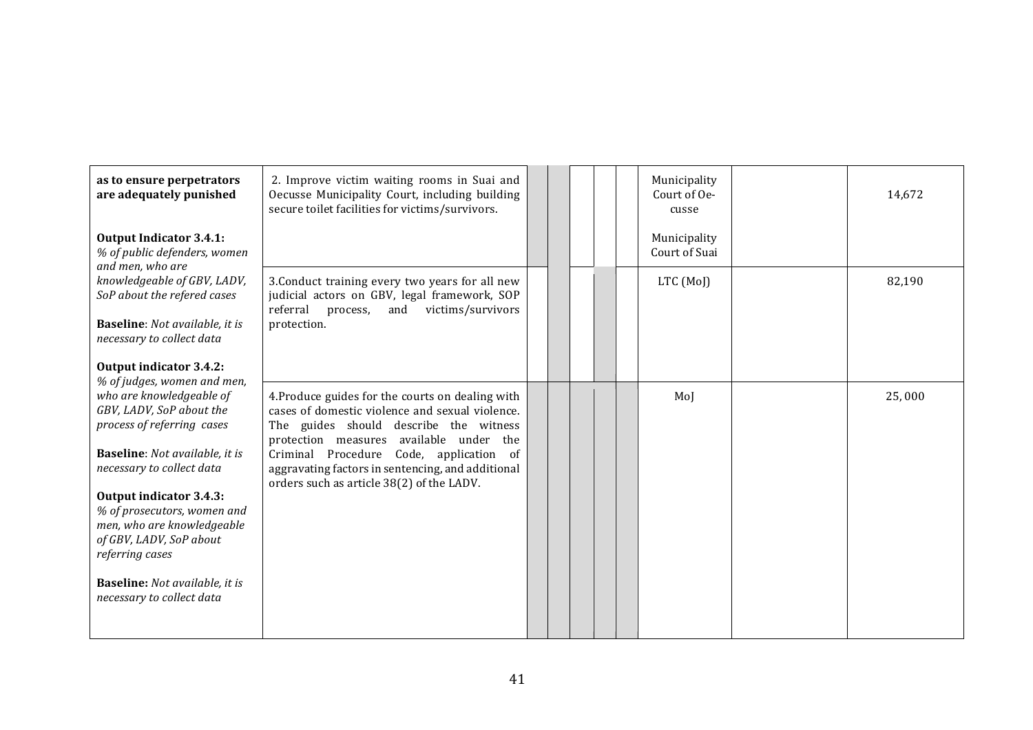| | | | | | | | | | |
|---|---|---|---|---|---|---|---|---|---|
| **as to ensure perpetrators are adequately punished**<br><br>**Output Indicator 3.4.1:** *% of public defenders, women and men, who are knowledgeable of GBV, LADV, SoP about the refered cases*<br><br>**Baseline**: *Not available, it is necessary to collect data*<br><br>**Output indicator 3.4.2:** *% of judges, women and men, who are knowledgeable of GBV, LADV, SoP about the process of referring cases*<br><br>**Baseline**: *Not available, it is necessary to collect data*<br><br>**Output indicator 3.4.3:** *% of prosecutors, women and men, who are knowledgeable of GBV, LADV, SoP about referring cases*<br><br>**Baseline:** *Not available, it is necessary to collect data* | 2. Improve victim waiting rooms in Suai and Oecusse Municipality Court, including building secure toilet facilities for victims/survivors. | | | | | | Municipality Court of Oe-cusse<br><br>Municipality Court of Suai | | 14,672 |
| | 3.Conduct training every two years for all new judicial actors on GBV, legal framework, SOP referral process, and victims/survivors protection. | | | | | | LTC (MoJ) | | 82,190 |
| | 4.Produce guides for the courts on dealing with cases of domestic violence and sexual violence. The guides should describe the witness protection measures available under the Criminal Procedure Code, application of aggravating factors in sentencing, and additional orders such as article 38(2) of the LADV. | | | | | | MoJ | | 25,000 |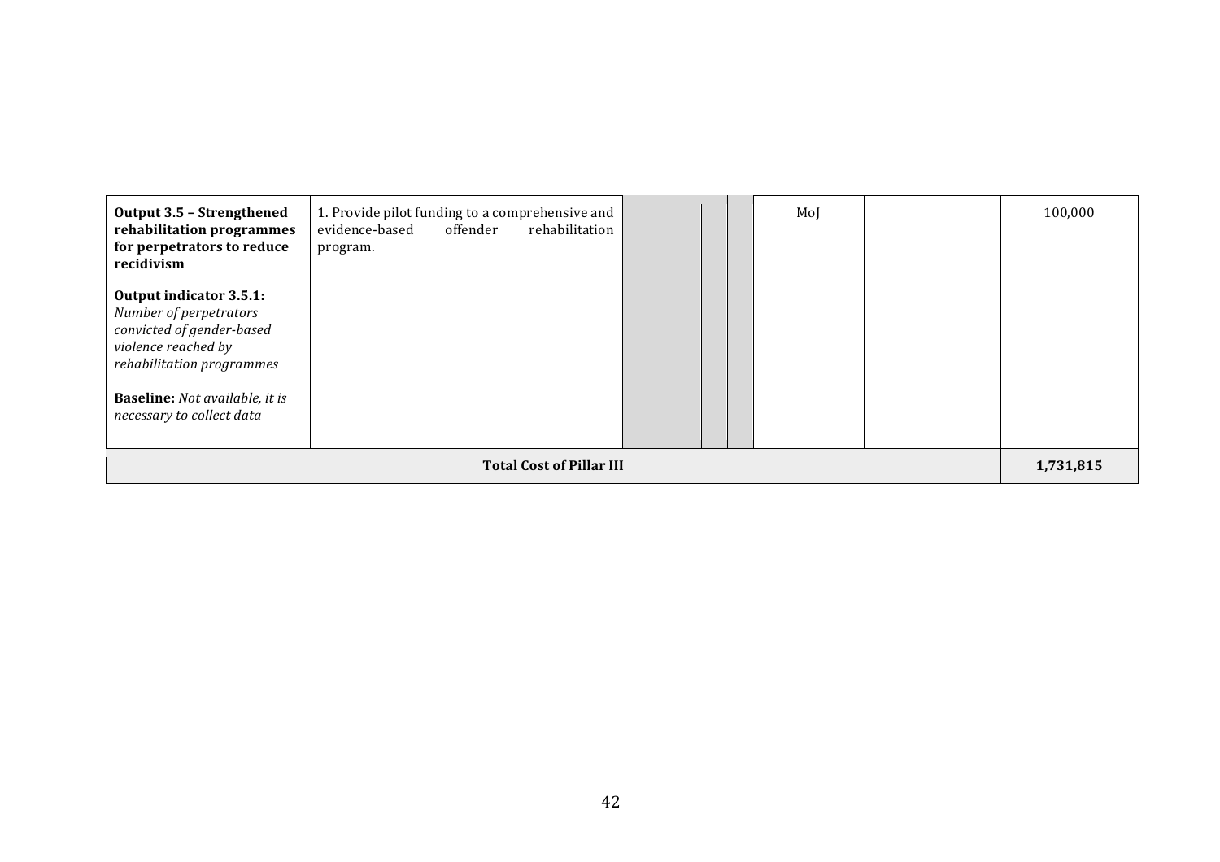| | | | | | | | | | |
|---|---|---|---|---|---|---|---|---|---|
| **Output 3.5 – Strengthened rehabilitation programmes for perpetrators to reduce recidivism**<br><br>**Output indicator 3.5.1:** *Number of perpetrators convicted of gender-based violence reached by rehabilitation programmes*<br><br>**Baseline:** *Not available, it is necessary to collect data* | 1. Provide pilot funding to a comprehensive and evidence-based offender rehabilitation program. | | | | | | MoJ | | 100,000 |
| **Total Cost of Pillar III** | | | | | | | | | **1,731,815** |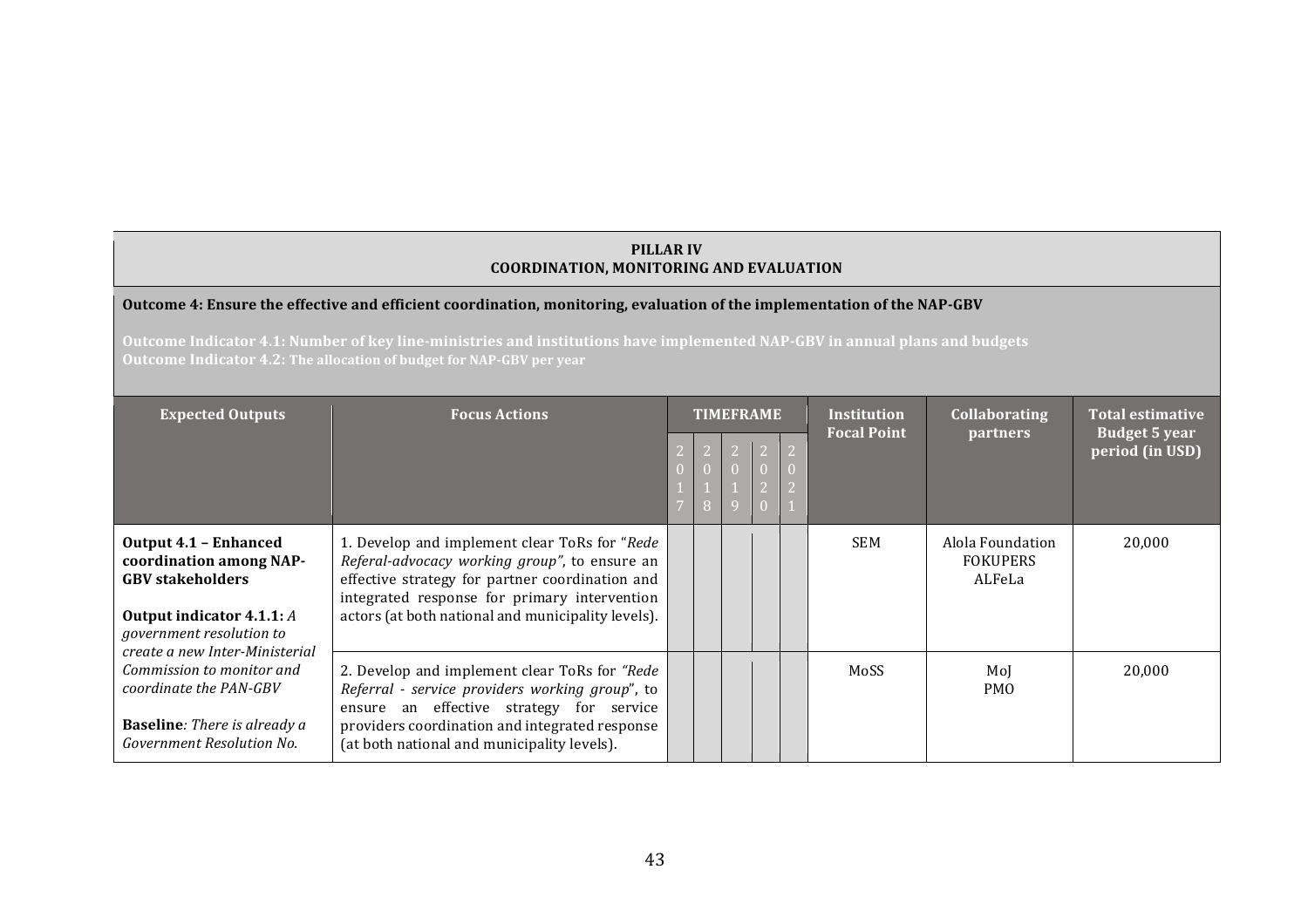| PILLAR IV<br>COORDINATION, MONITORING AND EVALUATION | | | | | | | | | |
|---|---|---|---|---|---|---|---|---|---|
| **Outcome 4: Ensure the effective and efficient coordination, monitoring, evaluation of the implementation of the NAP-GBV**<br><br>**Outcome Indicator 4.1: Number of key line-ministries and institutions have implemented NAP-GBV in annual plans and budgets**<br>**Outcome Indicator 4.2: The allocation of budget for NAP-GBV per year** | | | | | | | | | |
| **Expected Outputs** | **Focus Actions** | **TIMEFRAME** | | | | | **Institution Focal Point** | **Collaborating partners** | **Total estimative Budget 5 year period (in USD)** |
| | | 2017 | 2018 | 2019 | 2020 | 2021 | | | |
| **Output 4.1 – Enhanced coordination among NAP-GBV stakeholders**<br><br>**Output indicator 4.1.1:** *A government resolution to create a new Inter-Ministerial Commission to monitor and coordinate the PAN-GBV*<br><br>**Baseline***: There is already a Government Resolution No.* | 1. Develop and implement clear ToRs for "*Rede Referal-advocacy working group"*, to ensure an effective strategy for partner coordination and integrated response for primary intervention actors (at both national and municipality levels). | | | | | | SEM | Alola Foundation<br>FOKUPERS<br>ALFeLa | 20,000 |
| | 2. Develop and implement clear ToRs for *"Rede Referral - service providers working group*", to ensure an effective strategy for service providers coordination and integrated response (at both national and municipality levels). | | | | | | MoSS | MoJ<br>PMO | 20,000 |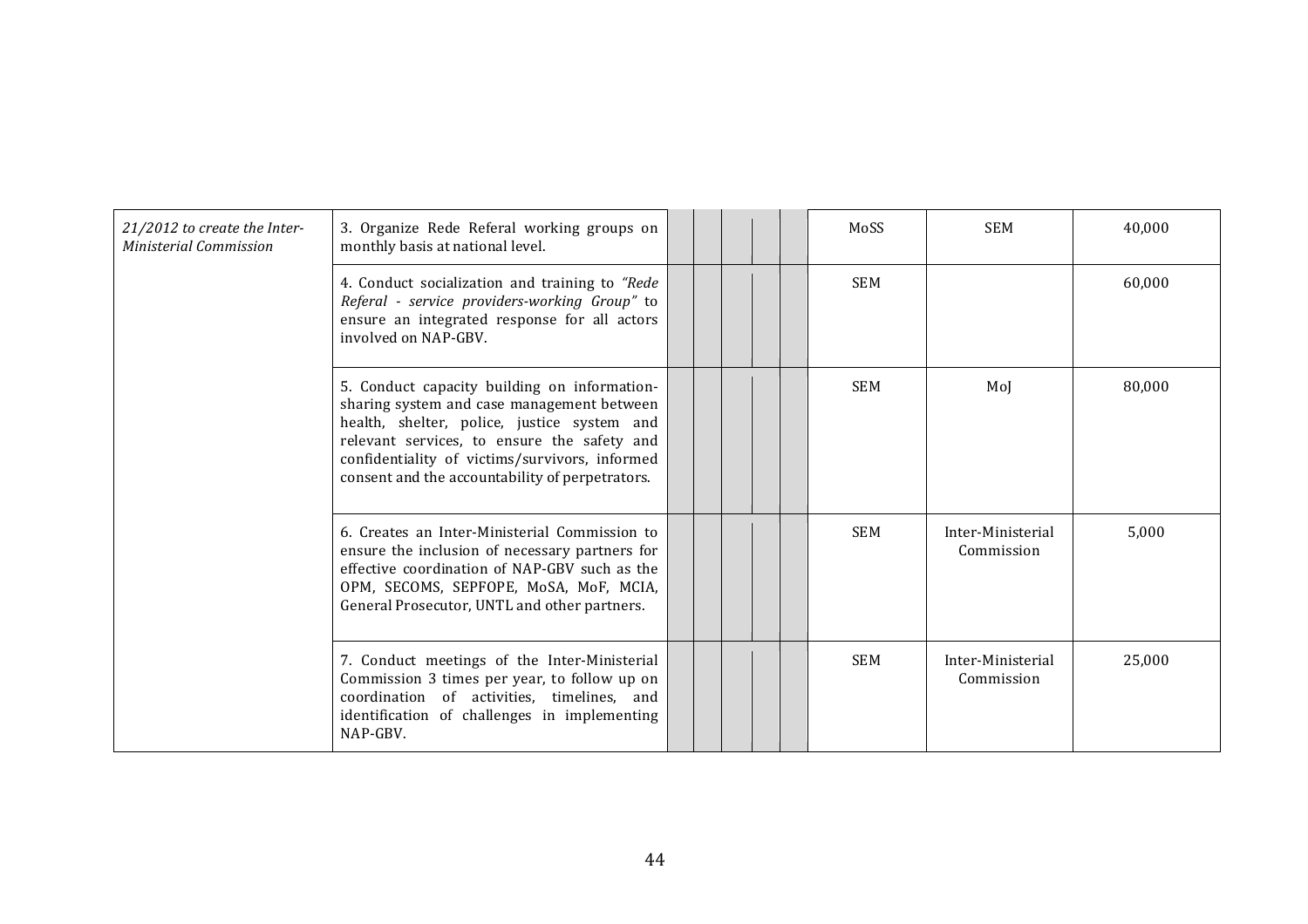| | | | | | | | | | |
|---|---|---|---|---|---|---|---|---|---|
| *21/2012 to create the Inter-Ministerial Commission* | 3. Organize Rede Referal working groups on monthly basis at national level. | | | | | | MoSS | SEM | 40,000 |
| | 4. Conduct socialization and training to *"Rede Referal - service providers-working Group"* to ensure an integrated response for all actors involved on NAP-GBV. | | | | | | SEM | | 60,000 |
| | 5. Conduct capacity building on information-sharing system and case management between health, shelter, police, justice system and relevant services, to ensure the safety and confidentiality of victims/survivors, informed consent and the accountability of perpetrators. | | | | | | SEM | MoJ | 80,000 |
| | 6. Creates an Inter-Ministerial Commission to ensure the inclusion of necessary partners for effective coordination of NAP-GBV such as the OPM, SECOMS, SEPFOPE, MoSA, MoF, MCIA, General Prosecutor, UNTL and other partners. | | | | | | SEM | Inter-Ministerial Commission | 5,000 |
| | 7. Conduct meetings of the Inter-Ministerial Commission 3 times per year, to follow up on coordination of activities, timelines, and identification of challenges in implementing NAP-GBV. | | | | | | SEM | Inter-Ministerial Commission | 25,000 |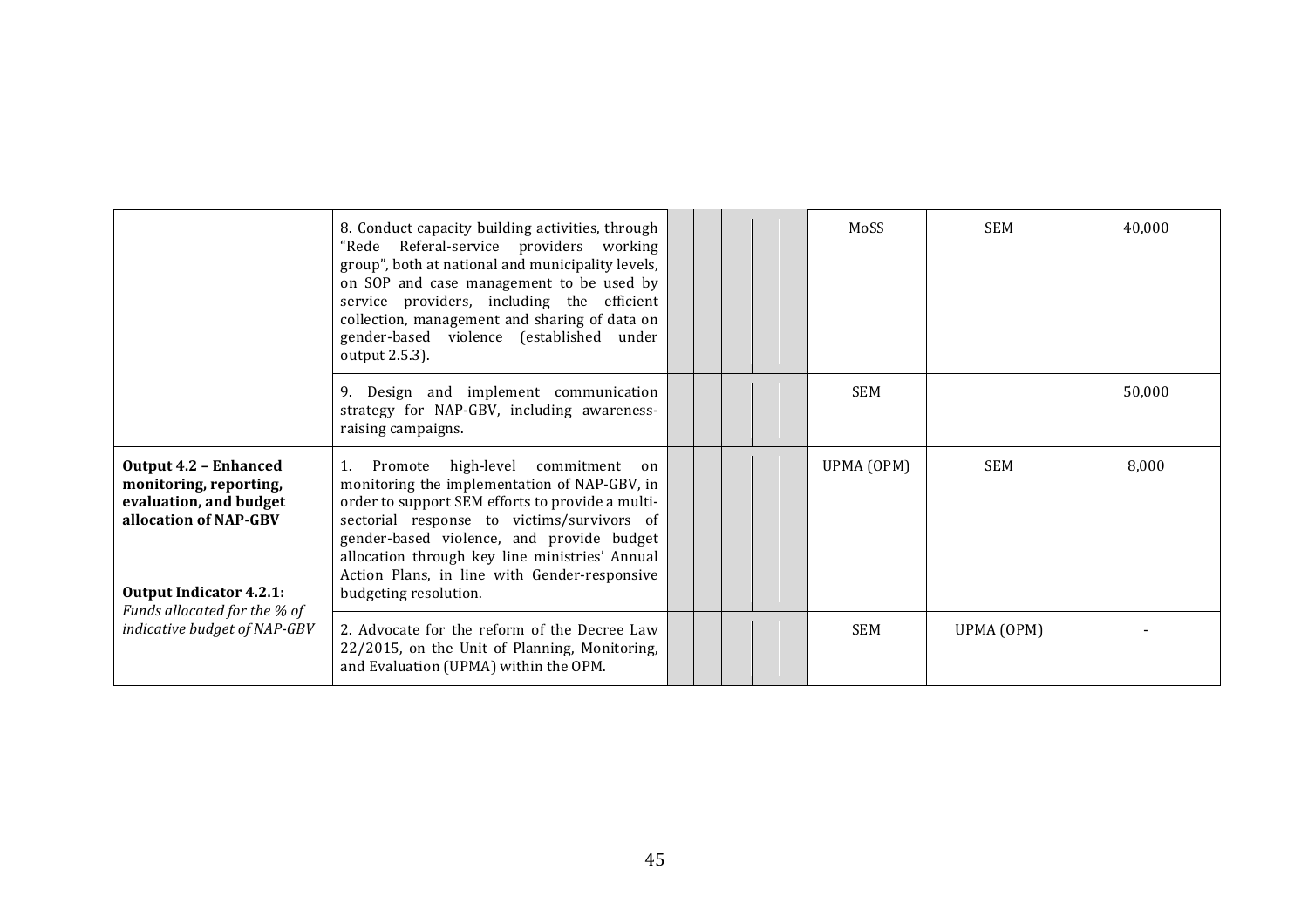| | | | | | | | | | |
|---|---|---|---|---|---|---|---|---|---|
| | 8. Conduct capacity building activities, through "Rede Referal-service providers working group", both at national and municipality levels, on SOP and case management to be used by service providers, including the efficient collection, management and sharing of data on gender-based violence (established under output 2.5.3). | | | | | | MoSS | SEM | 40,000 |
| | 9. Design and implement communication strategy for NAP-GBV, including awareness-raising campaigns. | | | | | | SEM | | 50,000 |
| **Output 4.2 – Enhanced monitoring, reporting, evaluation, and budget allocation of NAP-GBV**<br><br>**Output Indicator 4.2.1:** *Funds allocated for the % of indicative budget of NAP-GBV* | 1. Promote high-level commitment on monitoring the implementation of NAP-GBV, in order to support SEM efforts to provide a multi-sectorial response to victims/survivors of gender-based violence, and provide budget allocation through key line ministries' Annual Action Plans, in line with Gender-responsive budgeting resolution. | | | | | | UPMA (OPM) | SEM | 8,000 |
| | 2. Advocate for the reform of the Decree Law 22/2015, on the Unit of Planning, Monitoring, and Evaluation (UPMA) within the OPM. | | | | | | SEM | UPMA (OPM) | - |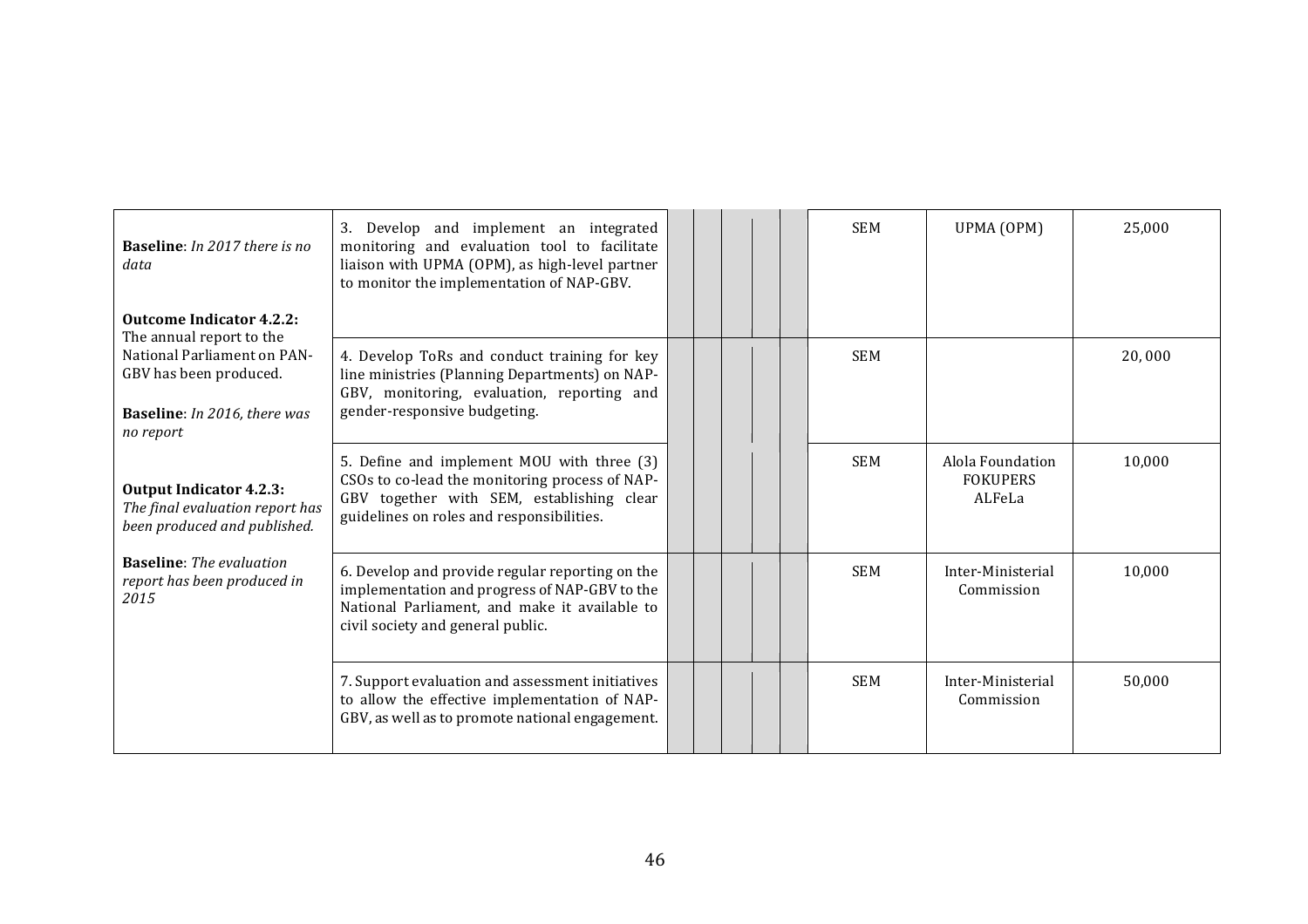| | | | | | | | | | |
|---|---|---|---|---|---|---|---|---|---|
| **Baseline**: *In 2017 there is no data*<br><br>**Outcome Indicator 4.2.2:** The annual report to the National Parliament on PAN-GBV has been produced.<br><br>**Baseline**: *In 2016, there was no report*<br><br>**Output Indicator 4.2.3:** *The final evaluation report has been produced and published.*<br><br>**Baseline**: *The evaluation report has been produced in 2015* | 3. Develop and implement an integrated monitoring and evaluation tool to facilitate liaison with UPMA (OPM), as high-level partner to monitor the implementation of NAP-GBV. | | | | | | SEM | UPMA (OPM) | 25,000 |
| | 4. Develop ToRs and conduct training for key line ministries (Planning Departments) on NAP-GBV, monitoring, evaluation, reporting and gender-responsive budgeting. | | | | | | SEM | | 20, 000 |
| | 5. Define and implement MOU with three (3) CSOs to co-lead the monitoring process of NAP-GBV together with SEM, establishing clear guidelines on roles and responsibilities. | | | | | | SEM | Alola Foundation<br>FOKUPERS<br>ALFeLa | 10,000 |
| | 6. Develop and provide regular reporting on the implementation and progress of NAP-GBV to the National Parliament, and make it available to civil society and general public. | | | | | | SEM | Inter-Ministerial Commission | 10,000 |
| | 7. Support evaluation and assessment initiatives to allow the effective implementation of NAP-GBV, as well as to promote national engagement. | | | | | | SEM | Inter-Ministerial Commission | 50,000 |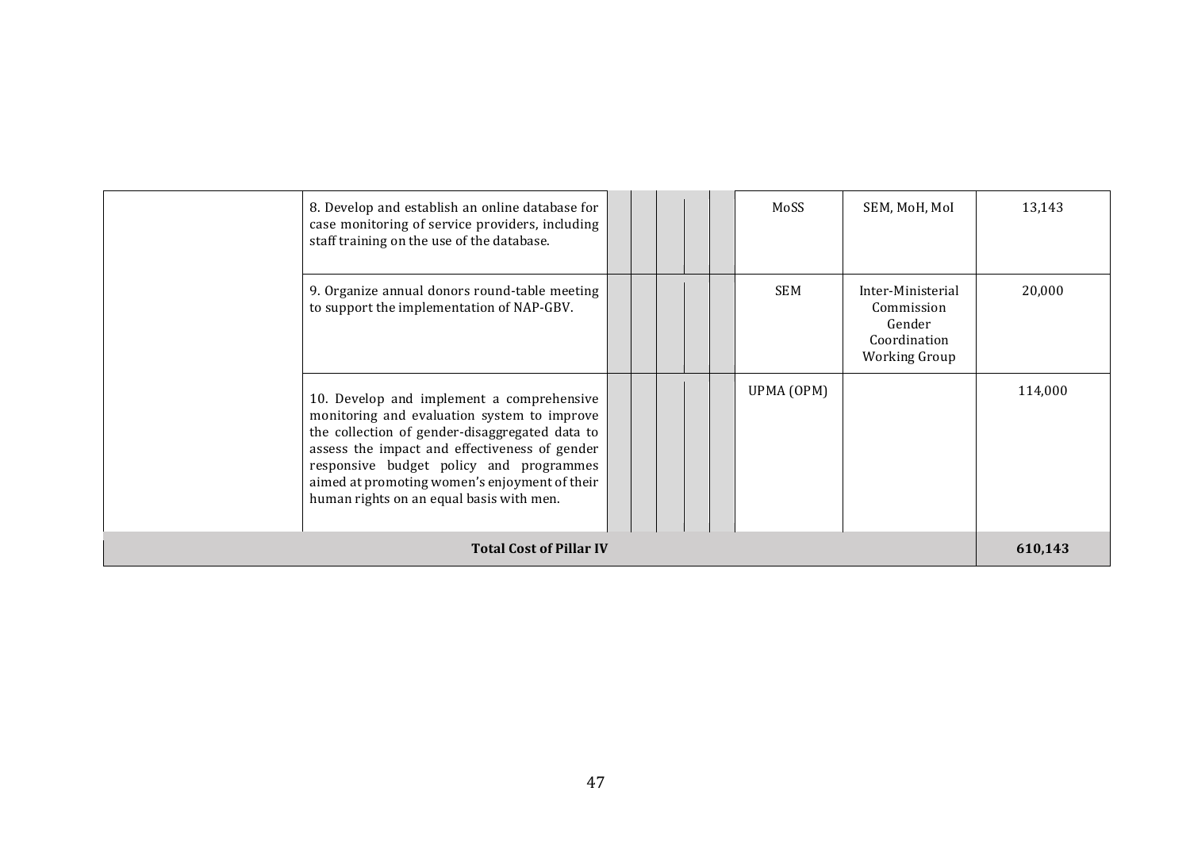| | | | | | | | | | |
|---|---|---|---|---|---|---|---|---|---|
| | 8. Develop and establish an online database for case monitoring of service providers, including staff training on the use of the database. | | | | | | MoSS | SEM, MoH, MoI | 13,143 |
| | 9. Organize annual donors round-table meeting to support the implementation of NAP-GBV. | | | | | | SEM | Inter-Ministerial Commission Gender Coordination Working Group | 20,000 |
| | 10. Develop and implement a comprehensive monitoring and evaluation system to improve the collection of gender-disaggregated data to assess the impact and effectiveness of gender responsive budget policy and programmes aimed at promoting women's enjoyment of their human rights on an equal basis with men. | | | | | | UPMA (OPM) | | 114,000 |
| **Total Cost of Pillar IV** | | | | | | | | | **610,143** |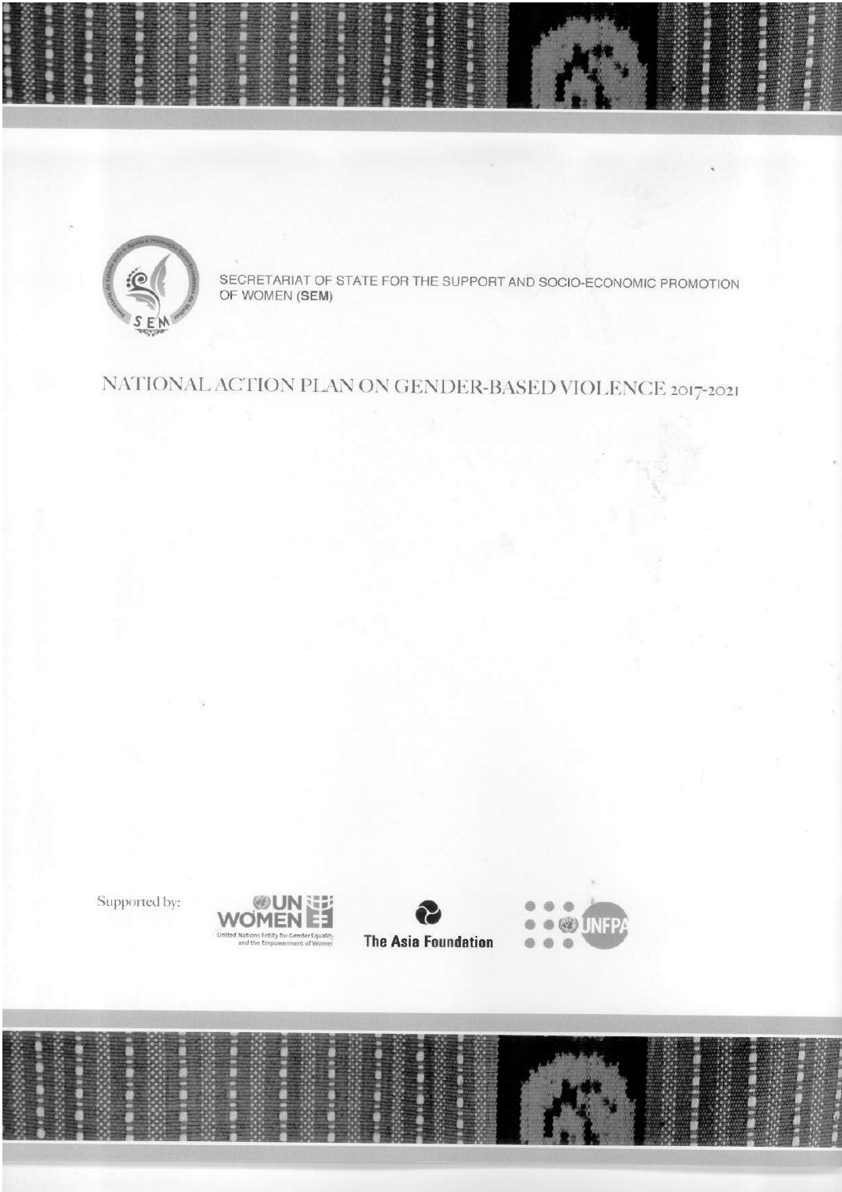SECRETARIAT OF STATE FOR THE SUPPORT AND SOCIO-ECONOMIC PROMOTION OF WOMEN (**SEM**)

# NATIONAL ACTION PLAN ON GENDER-BASED VIOLENCE 2017-2021

Supported by:

UN WOMEN United Nations Entity for Gender Equality and the Empowerment of Women

The Asia Foundation

UNFPA